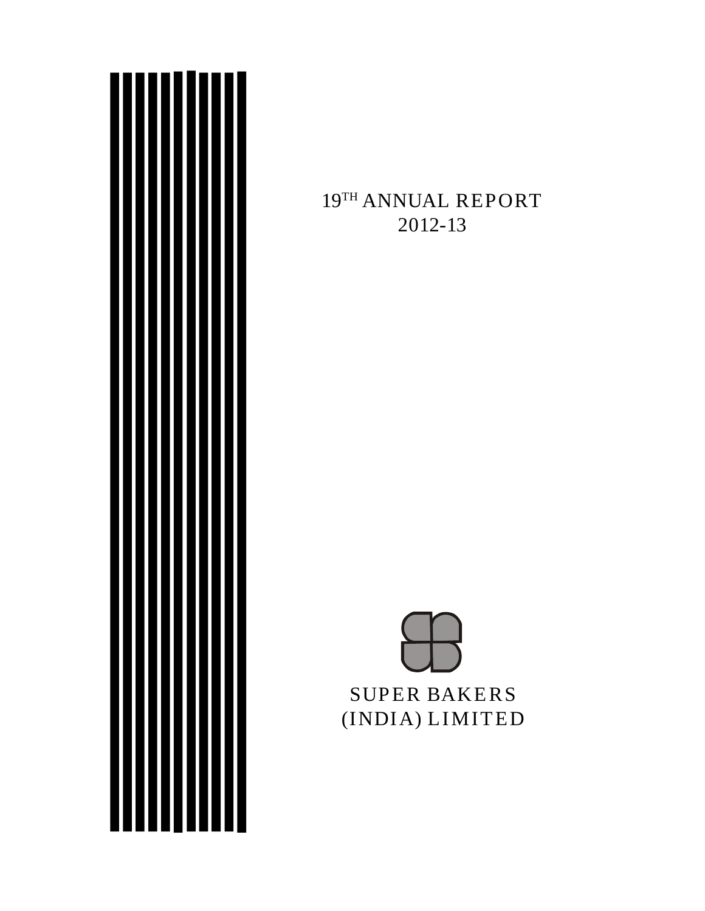# 19TH ANNUAL REPORT 2012-13

# SUPER BAKERS (INDIA) LIMITED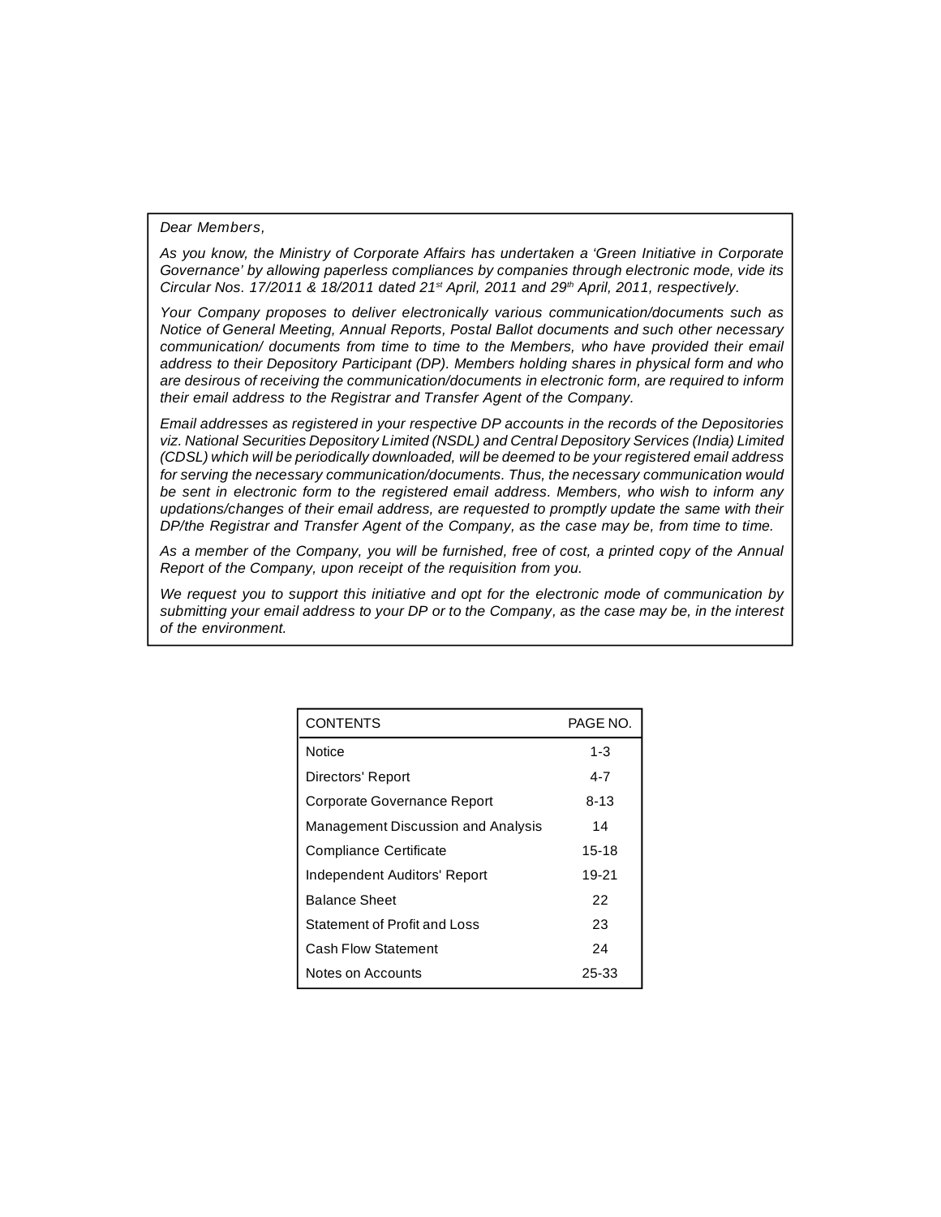*Dear Members,*

*As you know, the Ministry of Corporate Affairs has undertaken a 'Green Initiative in Corporate Governance' by allowing paperless compliances by companies through electronic mode, vide its Circular Nos. 17/2011 & 18/2011 dated 21st April, 2011 and 29th April, 2011, respectively.*

*Your Company proposes to deliver electronically various communication/documents such as Notice of General Meeting, Annual Reports, Postal Ballot documents and such other necessary communication/ documents from time to time to the Members, who have provided their email address to their Depository Participant (DP). Members holding shares in physical form and who are desirous of receiving the communication/documents in electronic form, are required to inform their email address to the Registrar and Transfer Agent of the Company.*

*Email addresses as registered in your respective DP accounts in the records of the Depositories viz. National Securities Depository Limited (NSDL) and Central Depository Services (India) Limited (CDSL) which will be periodically downloaded, will be deemed to be your registered email address for serving the necessary communication/documents. Thus, the necessary communication would be sent in electronic form to the registered email address. Members, who wish to inform any updations/changes of their email address, are requested to promptly update the same with their DP/the Registrar and Transfer Agent of the Company, as the case may be, from time to time.*

*As a member of the Company, you will be furnished, free of cost, a printed copy of the Annual Report of the Company, upon receipt of the requisition from you.*

*We request you to support this initiative and opt for the electronic mode of communication by submitting your email address to your DP or to the Company, as the case may be, in the interest of the environment.*

| CONTENTS | PAGE NO. |
|---|---|
| Notice | 1-3 |
| Directors' Report | 4-7 |
| Corporate Governance Report | 8-13 |
| Management Discussion and Analysis | 14 |
| Compliance Certificate | 15-18 |
| Independent Auditors' Report | 19-21 |
| Balance Sheet | 22 |
| Statement of Profit and Loss | 23 |
| Cash Flow Statement | 24 |
| Notes on Accounts | 25-33 |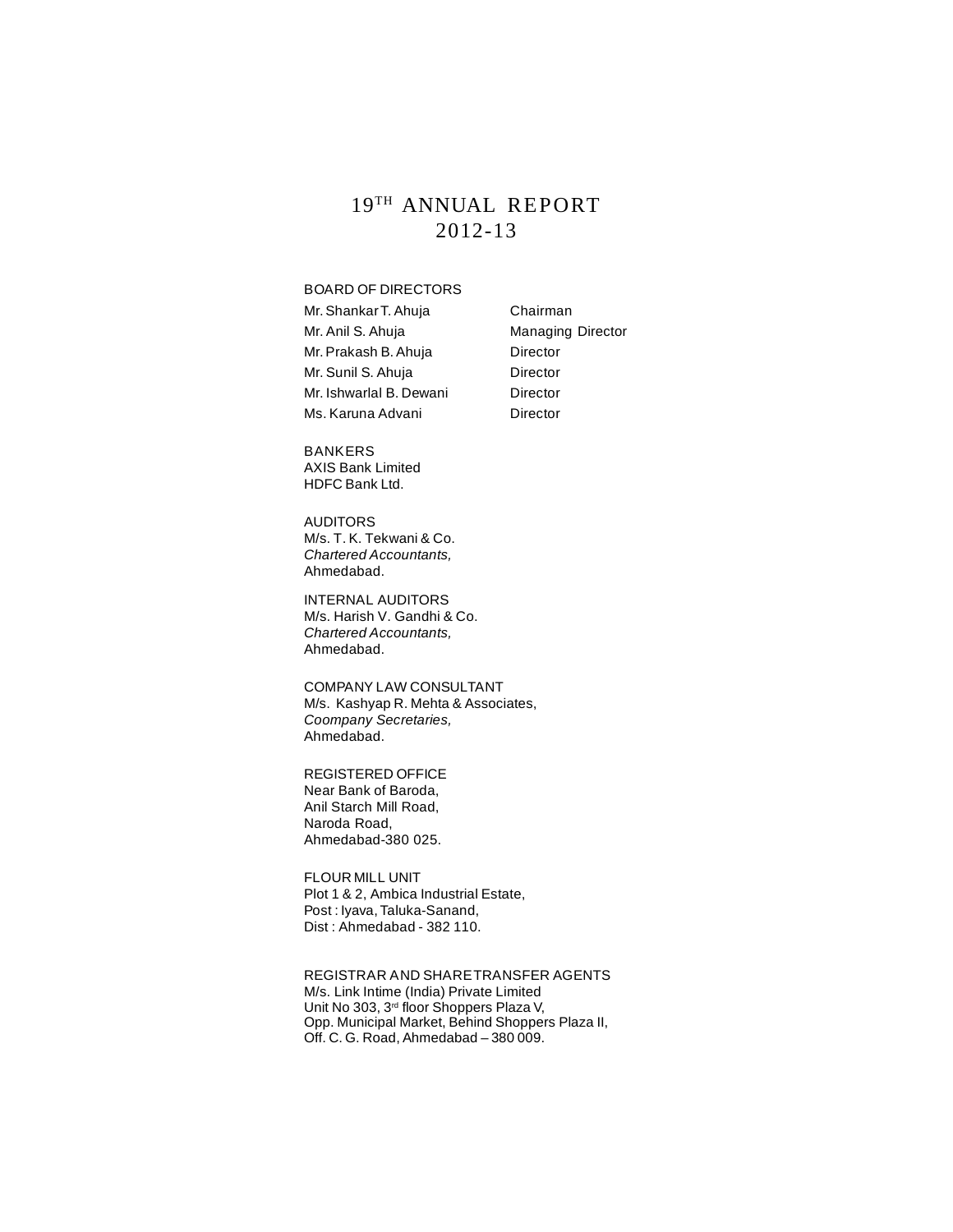# 19[TH] ANNUAL REPORT 2012-13

## BOARD OF DIRECTORS

| | |
|---|---|
| Mr. Shankar T. Ahuja | Chairman |
| Mr. Anil S. Ahuja | Managing Director |
| Mr. Prakash B. Ahuja | Director |
| Mr. Sunil S. Ahuja | Director |
| Mr. Ishwarlal B. Dewani | Director |
| Ms. Karuna Advani | Director |

## BANKERS

AXIS Bank Limited
HDFC Bank Ltd.

## AUDITORS

M/s. T. K. Tekwani & Co.
*Chartered Accountants,*
Ahmedabad.

## INTERNAL AUDITORS

M/s. Harish V. Gandhi & Co.
*Chartered Accountants,*
Ahmedabad.

## COMPANY LAW CONSULTANT

M/s. Kashyap R. Mehta & Associates,
*Coompany Secretaries,*
Ahmedabad.

## REGISTERED OFFICE

Near Bank of Baroda,
Anil Starch Mill Road,
Naroda Road,
Ahmedabad-380 025.

## FLOUR MILL UNIT

Plot 1 & 2, Ambica Industrial Estate,
Post : Iyava, Taluka-Sanand,
Dist : Ahmedabad - 382 110.

## REGISTRAR AND SHARE TRANSFER AGENTS

M/s. Link Intime (India) Private Limited
Unit No 303, 3rd floor Shoppers Plaza V,
Opp. Municipal Market, Behind Shoppers Plaza II,
Off. C. G. Road, Ahmedabad – 380 009.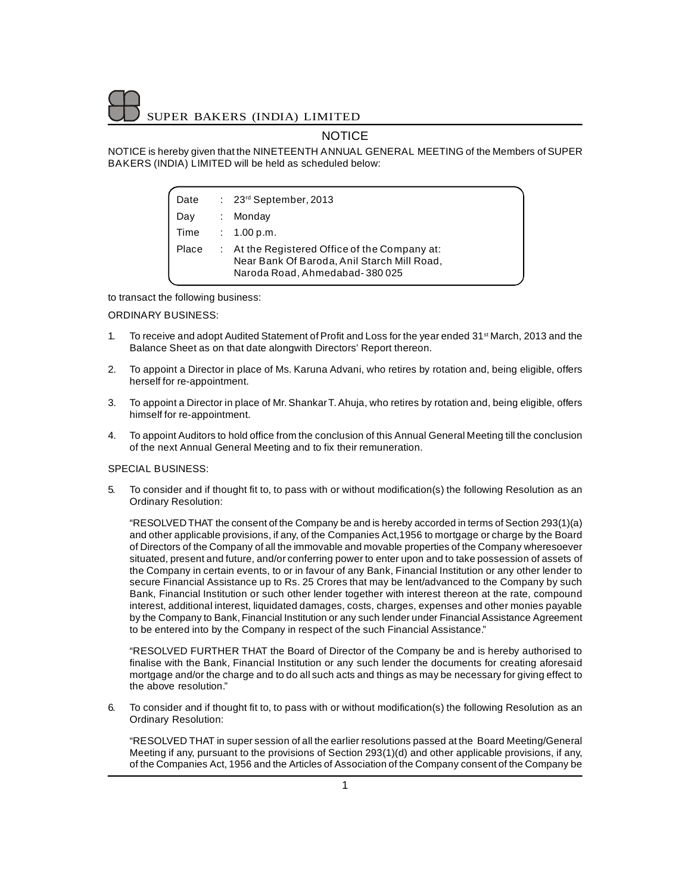# NOTICE

NOTICE is hereby given that the NINETEENTH ANNUAL GENERAL MEETING of the Members of SUPER BAKERS (INDIA) LIMITED will be held as scheduled below:

| | | |
|---|---|---|
| Date | : | 23rd September, 2013 |
| Day | : | Monday |
| Time | : | 1.00 p.m. |
| Place | : | At the Registered Office of the Company at: Near Bank Of Baroda, Anil Starch Mill Road, Naroda Road, Ahmedabad- 380 025 |

to transact the following business:

ORDINARY BUSINESS:

1. To receive and adopt Audited Statement of Profit and Loss for the year ended 31st March, 2013 and the Balance Sheet as on that date alongwith Directors' Report thereon.

2. To appoint a Director in place of Ms. Karuna Advani, who retires by rotation and, being eligible, offers herself for re-appointment.

3. To appoint a Director in place of Mr. Shankar T. Ahuja, who retires by rotation and, being eligible, offers himself for re-appointment.

4. To appoint Auditors to hold office from the conclusion of this Annual General Meeting till the conclusion of the next Annual General Meeting and to fix their remuneration.

SPECIAL BUSINESS:

5. To consider and if thought fit to, to pass with or without modification(s) the following Resolution as an Ordinary Resolution:

   "RESOLVED THAT the consent of the Company be and is hereby accorded in terms of Section 293(1)(a) and other applicable provisions, if any, of the Companies Act,1956 to mortgage or charge by the Board of Directors of the Company of all the immovable and movable properties of the Company wheresoever situated, present and future, and/or conferring power to enter upon and to take possession of assets of the Company in certain events, to or in favour of any Bank, Financial Institution or any other lender to secure Financial Assistance up to Rs. 25 Crores that may be lent/advanced to the Company by such Bank, Financial Institution or such other lender together with interest thereon at the rate, compound interest, additional interest, liquidated damages, costs, charges, expenses and other monies payable by the Company to Bank, Financial Institution or any such lender under Financial Assistance Agreement to be entered into by the Company in respect of the such Financial Assistance."

   "RESOLVED FURTHER THAT the Board of Director of the Company be and is hereby authorised to finalise with the Bank, Financial Institution or any such lender the documents for creating aforesaid mortgage and/or the charge and to do all such acts and things as may be necessary for giving effect to the above resolution."

6. To consider and if thought fit to, to pass with or without modification(s) the following Resolution as an Ordinary Resolution:

   "RESOLVED THAT in super session of all the earlier resolutions passed at the Board Meeting/General Meeting if any, pursuant to the provisions of Section 293(1)(d) and other applicable provisions, if any, of the Companies Act, 1956 and the Articles of Association of the Company consent of the Company be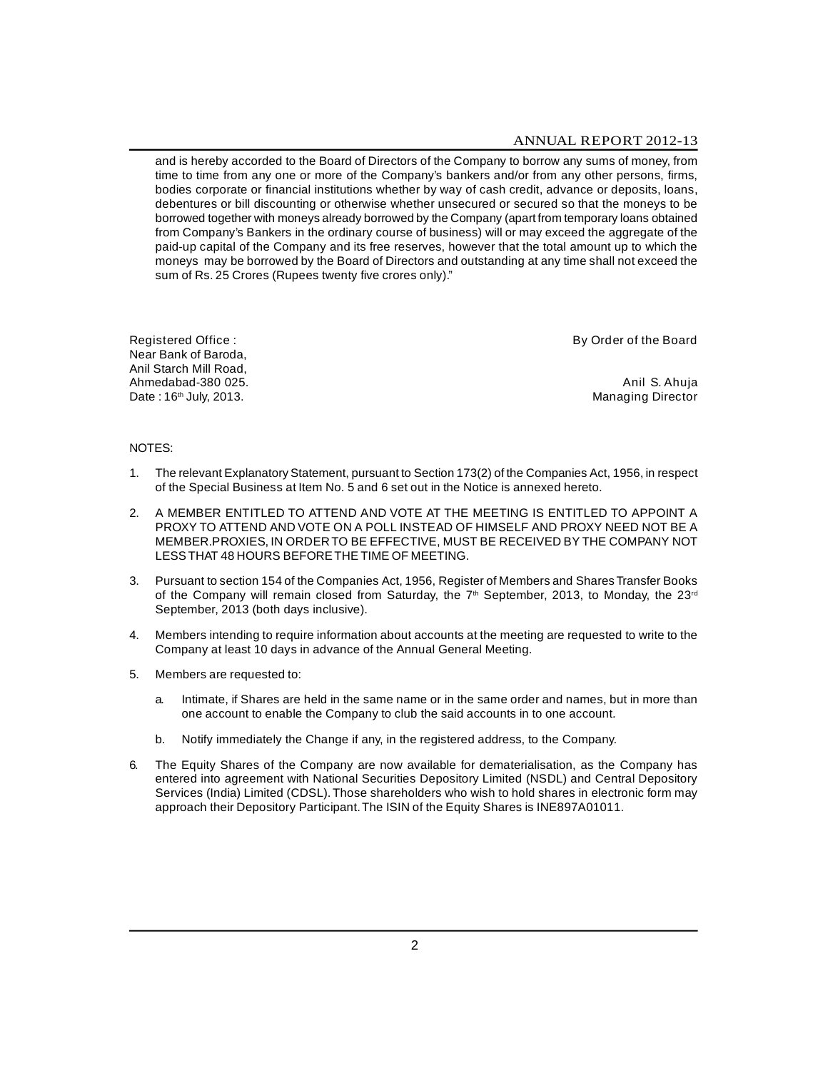and is hereby accorded to the Board of Directors of the Company to borrow any sums of money, from time to time from any one or more of the Company's bankers and/or from any other persons, firms, bodies corporate or financial institutions whether by way of cash credit, advance or deposits, loans, debentures or bill discounting or otherwise whether unsecured or secured so that the moneys to be borrowed together with moneys already borrowed by the Company (apart from temporary loans obtained from Company's Bankers in the ordinary course of business) will or may exceed the aggregate of the paid-up capital of the Company and its free reserves, however that the total amount up to which the moneys may be borrowed by the Board of Directors and outstanding at any time shall not exceed the sum of Rs. 25 Crores (Rupees twenty five crores only)."

Registered Office :
Near Bank of Baroda,
Anil Starch Mill Road,
Ahmedabad-380 025.
Date : 16th July, 2013.

By Order of the Board

Anil S. Ahuja
Managing Director

NOTES:

1. The relevant Explanatory Statement, pursuant to Section 173(2) of the Companies Act, 1956, in respect of the Special Business at Item No. 5 and 6 set out in the Notice is annexed hereto.

2. A MEMBER ENTITLED TO ATTEND AND VOTE AT THE MEETING IS ENTITLED TO APPOINT A PROXY TO ATTEND AND VOTE ON A POLL INSTEAD OF HIMSELF AND PROXY NEED NOT BE A MEMBER.PROXIES, IN ORDER TO BE EFFECTIVE, MUST BE RECEIVED BY THE COMPANY NOT LESS THAT 48 HOURS BEFORE THE TIME OF MEETING.

3. Pursuant to section 154 of the Companies Act, 1956, Register of Members and Shares Transfer Books of the Company will remain closed from Saturday, the 7th September, 2013, to Monday, the 23rd September, 2013 (both days inclusive).

4. Members intending to require information about accounts at the meeting are requested to write to the Company at least 10 days in advance of the Annual General Meeting.

5. Members are requested to:

   a. Intimate, if Shares are held in the same name or in the same order and names, but in more than one account to enable the Company to club the said accounts in to one account.

   b. Notify immediately the Change if any, in the registered address, to the Company.

6. The Equity Shares of the Company are now available for dematerialisation, as the Company has entered into agreement with National Securities Depository Limited (NSDL) and Central Depository Services (India) Limited (CDSL). Those shareholders who wish to hold shares in electronic form may approach their Depository Participant. The ISIN of the Equity Shares is INE897A01011.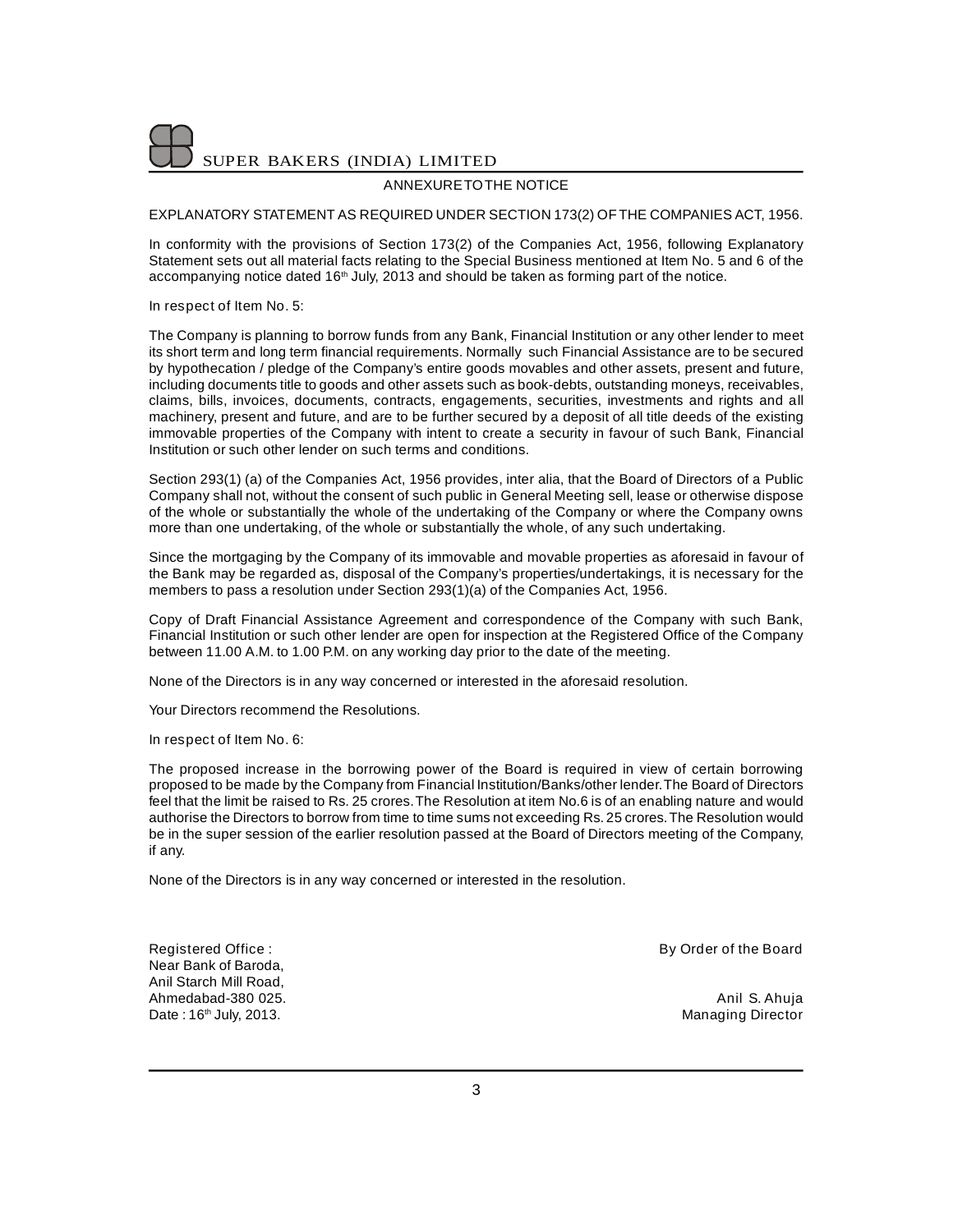## ANNEXURE TO THE NOTICE

EXPLANATORY STATEMENT AS REQUIRED UNDER SECTION 173(2) OF THE COMPANIES ACT, 1956.

In conformity with the provisions of Section 173(2) of the Companies Act, 1956, following Explanatory Statement sets out all material facts relating to the Special Business mentioned at Item No. 5 and 6 of the accompanying notice dated 16th July, 2013 and should be taken as forming part of the notice.

In respect of Item No. 5:

The Company is planning to borrow funds from any Bank, Financial Institution or any other lender to meet its short term and long term financial requirements. Normally such Financial Assistance are to be secured by hypothecation / pledge of the Company's entire goods movables and other assets, present and future, including documents title to goods and other assets such as book-debts, outstanding moneys, receivables, claims, bills, invoices, documents, contracts, engagements, securities, investments and rights and all machinery, present and future, and are to be further secured by a deposit of all title deeds of the existing immovable properties of the Company with intent to create a security in favour of such Bank, Financial Institution or such other lender on such terms and conditions.

Section 293(1) (a) of the Companies Act, 1956 provides, inter alia, that the Board of Directors of a Public Company shall not, without the consent of such public in General Meeting sell, lease or otherwise dispose of the whole or substantially the whole of the undertaking of the Company or where the Company owns more than one undertaking, of the whole or substantially the whole, of any such undertaking.

Since the mortgaging by the Company of its immovable and movable properties as aforesaid in favour of the Bank may be regarded as, disposal of the Company's properties/undertakings, it is necessary for the members to pass a resolution under Section 293(1)(a) of the Companies Act, 1956.

Copy of Draft Financial Assistance Agreement and correspondence of the Company with such Bank, Financial Institution or such other lender are open for inspection at the Registered Office of the Company between 11.00 A.M. to 1.00 P.M. on any working day prior to the date of the meeting.

None of the Directors is in any way concerned or interested in the aforesaid resolution.

Your Directors recommend the Resolutions.

In respect of Item No. 6:

The proposed increase in the borrowing power of the Board is required in view of certain borrowing proposed to be made by the Company from Financial Institution/Banks/other lender. The Board of Directors feel that the limit be raised to Rs. 25 crores. The Resolution at item No.6 is of an enabling nature and would authorise the Directors to borrow from time to time sums not exceeding Rs. 25 crores. The Resolution would be in the super session of the earlier resolution passed at the Board of Directors meeting of the Company, if any.

None of the Directors is in any way concerned or interested in the resolution.

Registered Office :
Near Bank of Baroda,
Anil Starch Mill Road,
Ahmedabad-380 025.
Date : 16th July, 2013.

By Order of the Board

Anil S. Ahuja
Managing Director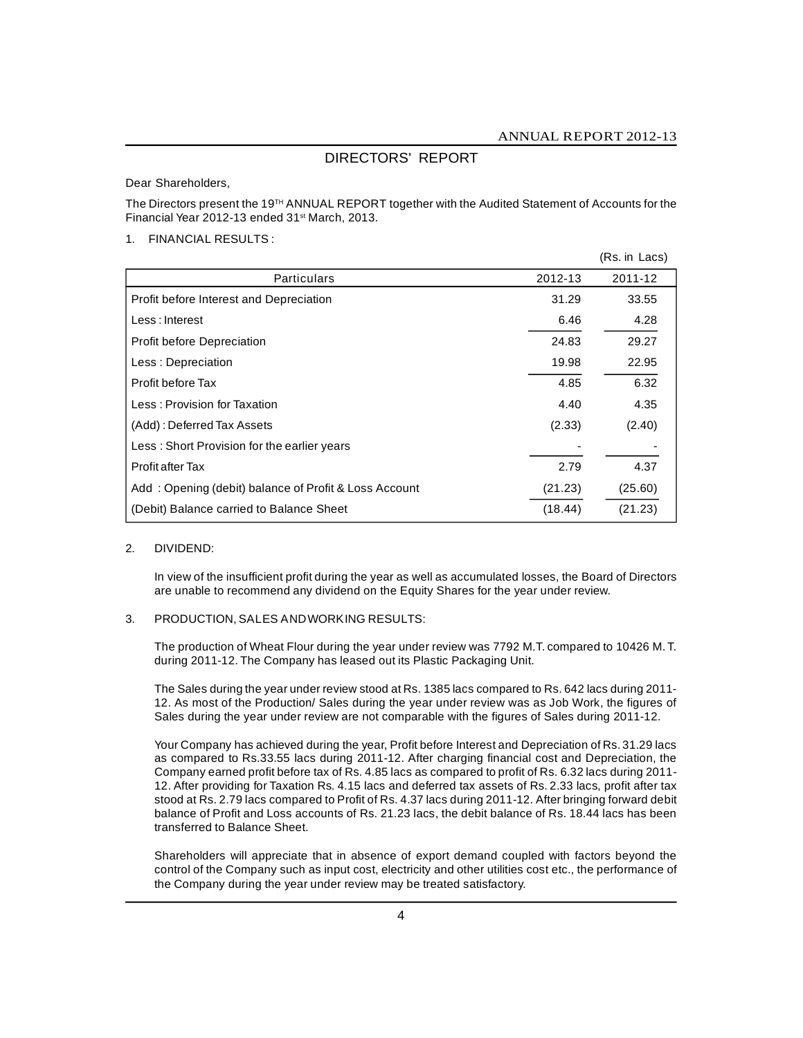# DIRECTORS' REPORT

Dear Shareholders,

The Directors present the 19[TH] ANNUAL REPORT together with the Audited Statement of Accounts for the Financial Year 2012-13 ended 31[st] March, 2013.

1. FINANCIAL RESULTS :

(Rs. in Lacs)

| Particulars | 2012-13 | 2011-12 |
|---|---|---|
| Profit before Interest and Depreciation | 31.29 | 33.55 |
| Less : Interest | 6.46 | 4.28 |
| Profit before Depreciation | 24.83 | 29.27 |
| Less : Depreciation | 19.98 | 22.95 |
| Profit before Tax | 4.85 | 6.32 |
| Less : Provision for Taxation | 4.40 | 4.35 |
| (Add) : Deferred Tax Assets | (2.33) | (2.40) |
| Less : Short Provision for the earlier years | - | - |
| Profit after Tax | 2.79 | 4.37 |
| Add : Opening (debit) balance of Profit & Loss Account | (21.23) | (25.60) |
| (Debit) Balance carried to Balance Sheet | (18.44) | (21.23) |

2. DIVIDEND:

In view of the insufficient profit during the year as well as accumulated losses, the Board of Directors are unable to recommend any dividend on the Equity Shares for the year under review.

3. PRODUCTION, SALES AND WORKING RESULTS:

The production of Wheat Flour during the year under review was 7792 M.T. compared to 10426 M. T. during 2011-12. The Company has leased out its Plastic Packaging Unit.

The Sales during the year under review stood at Rs. 1385 lacs compared to Rs. 642 lacs during 2011-12. As most of the Production/ Sales during the year under review was as Job Work, the figures of Sales during the year under review are not comparable with the figures of Sales during 2011-12.

Your Company has achieved during the year, Profit before Interest and Depreciation of Rs. 31.29 lacs as compared to Rs.33.55 lacs during 2011-12. After charging financial cost and Depreciation, the Company earned profit before tax of Rs. 4.85 lacs as compared to profit of Rs. 6.32 lacs during 2011-12. After providing for Taxation Rs. 4.15 lacs and deferred tax assets of Rs. 2.33 lacs, profit after tax stood at Rs. 2.79 lacs compared to Profit of Rs. 4.37 lacs during 2011-12. After bringing forward debit balance of Profit and Loss accounts of Rs. 21.23 lacs, the debit balance of Rs. 18.44 lacs has been transferred to Balance Sheet.

Shareholders will appreciate that in absence of export demand coupled with factors beyond the control of the Company such as input cost, electricity and other utilities cost etc., the performance of the Company during the year under review may be treated satisfactory.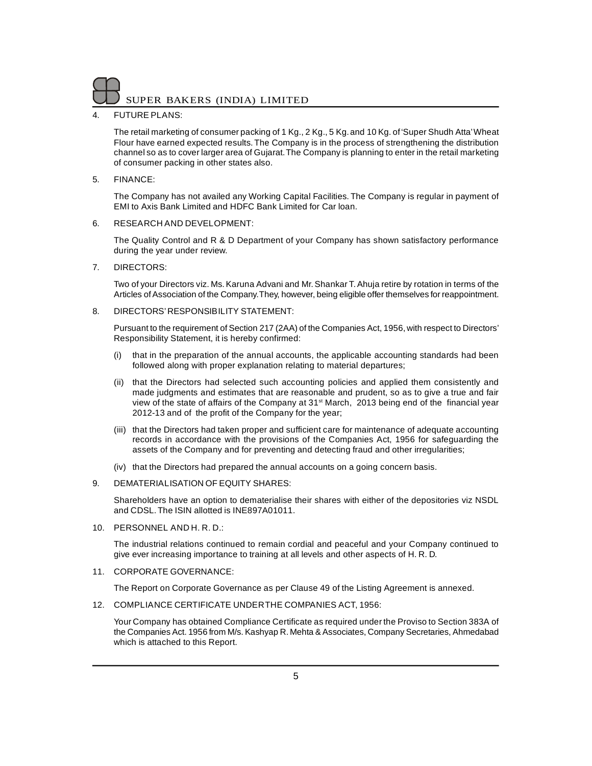4. FUTURE PLANS:

   The retail marketing of consumer packing of 1 Kg., 2 Kg., 5 Kg. and 10 Kg. of 'Super Shudh Atta' Wheat Flour have earned expected results. The Company is in the process of strengthening the distribution channel so as to cover larger area of Gujarat. The Company is planning to enter in the retail marketing of consumer packing in other states also.

5. FINANCE:

   The Company has not availed any Working Capital Facilities. The Company is regular in payment of EMI to Axis Bank Limited and HDFC Bank Limited for Car loan.

6. RESEARCH AND DEVELOPMENT:

   The Quality Control and R & D Department of your Company has shown satisfactory performance during the year under review.

7. DIRECTORS:

   Two of your Directors viz. Ms. Karuna Advani and Mr. Shankar T. Ahuja retire by rotation in terms of the Articles of Association of the Company. They, however, being eligible offer themselves for reappointment.

8. DIRECTORS' RESPONSIBILITY STATEMENT:

   Pursuant to the requirement of Section 217 (2AA) of the Companies Act, 1956, with respect to Directors' Responsibility Statement, it is hereby confirmed:

   (i) that in the preparation of the annual accounts, the applicable accounting standards had been followed along with proper explanation relating to material departures;

   (ii) that the Directors had selected such accounting policies and applied them consistently and made judgments and estimates that are reasonable and prudent, so as to give a true and fair view of the state of affairs of the Company at 31st March, 2013 being end of the financial year 2012-13 and of the profit of the Company for the year;

   (iii) that the Directors had taken proper and sufficient care for maintenance of adequate accounting records in accordance with the provisions of the Companies Act, 1956 for safeguarding the assets of the Company and for preventing and detecting fraud and other irregularities;

   (iv) that the Directors had prepared the annual accounts on a going concern basis.

9. DEMATERIALISATION OF EQUITY SHARES:

   Shareholders have an option to dematerialise their shares with either of the depositories viz NSDL and CDSL. The ISIN allotted is INE897A01011.

10. PERSONNEL AND H. R. D.:

    The industrial relations continued to remain cordial and peaceful and your Company continued to give ever increasing importance to training at all levels and other aspects of H. R. D.

11. CORPORATE GOVERNANCE:

    The Report on Corporate Governance as per Clause 49 of the Listing Agreement is annexed.

12. COMPLIANCE CERTIFICATE UNDER THE COMPANIES ACT, 1956:

    Your Company has obtained Compliance Certificate as required under the Proviso to Section 383A of the Companies Act. 1956 from M/s. Kashyap R. Mehta & Associates, Company Secretaries, Ahmedabad which is attached to this Report.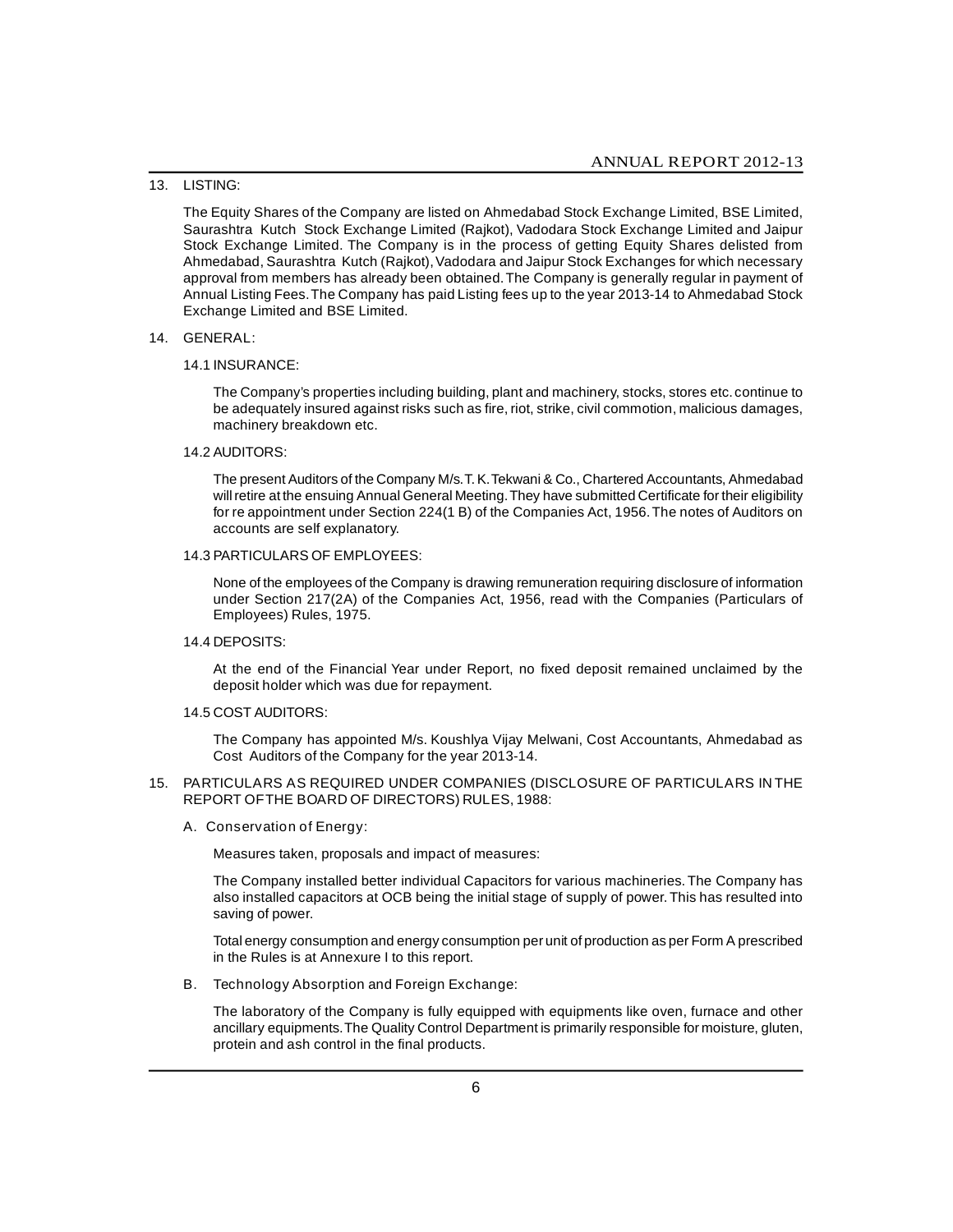## 13. LISTING:

The Equity Shares of the Company are listed on Ahmedabad Stock Exchange Limited, BSE Limited, Saurashtra Kutch Stock Exchange Limited (Rajkot), Vadodara Stock Exchange Limited and Jaipur Stock Exchange Limited. The Company is in the process of getting Equity Shares delisted from Ahmedabad, Saurashtra Kutch (Rajkot), Vadodara and Jaipur Stock Exchanges for which necessary approval from members has already been obtained. The Company is generally regular in payment of Annual Listing Fees. The Company has paid Listing fees up to the year 2013-14 to Ahmedabad Stock Exchange Limited and BSE Limited.

## 14. GENERAL:

### 14.1 INSURANCE:

The Company's properties including building, plant and machinery, stocks, stores etc. continue to be adequately insured against risks such as fire, riot, strike, civil commotion, malicious damages, machinery breakdown etc.

### 14.2 AUDITORS:

The present Auditors of the Company M/s. T. K. Tekwani & Co., Chartered Accountants, Ahmedabad will retire at the ensuing Annual General Meeting. They have submitted Certificate for their eligibility for re appointment under Section 224(1 B) of the Companies Act, 1956. The notes of Auditors on accounts are self explanatory.

### 14.3 PARTICULARS OF EMPLOYEES:

None of the employees of the Company is drawing remuneration requiring disclosure of information under Section 217(2A) of the Companies Act, 1956, read with the Companies (Particulars of Employees) Rules, 1975.

### 14.4 DEPOSITS:

At the end of the Financial Year under Report, no fixed deposit remained unclaimed by the deposit holder which was due for repayment.

### 14.5 COST AUDITORS:

The Company has appointed M/s. Koushlya Vijay Melwani, Cost Accountants, Ahmedabad as Cost Auditors of the Company for the year 2013-14.

## 15. PARTICULARS AS REQUIRED UNDER COMPANIES (DISCLOSURE OF PARTICULARS IN THE REPORT OF THE BOARD OF DIRECTORS) RULES, 1988:

### A. Conservation of Energy:

Measures taken, proposals and impact of measures:

The Company installed better individual Capacitors for various machineries. The Company has also installed capacitors at OCB being the initial stage of supply of power. This has resulted into saving of power.

Total energy consumption and energy consumption per unit of production as per Form A prescribed in the Rules is at Annexure I to this report.

### B. Technology Absorption and Foreign Exchange:

The laboratory of the Company is fully equipped with equipments like oven, furnace and other ancillary equipments. The Quality Control Department is primarily responsible for moisture, gluten, protein and ash control in the final products.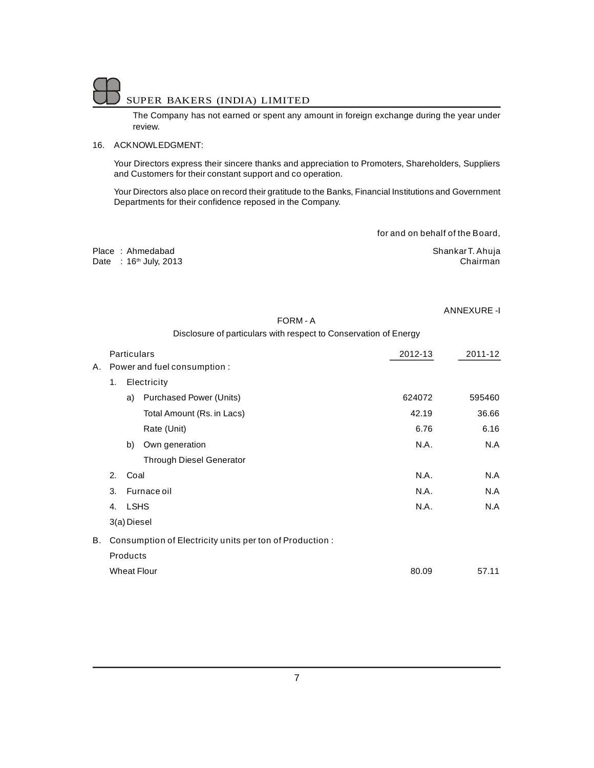The Company has not earned or spent any amount in foreign exchange during the year under review.

16. ACKNOWLEDGMENT:

Your Directors express their sincere thanks and appreciation to Promoters, Shareholders, Suppliers and Customers for their constant support and co operation.

Your Directors also place on record their gratitude to the Banks, Financial Institutions and Government Departments for their confidence reposed in the Company.

for and on behalf of the Board,

Place : Ahmedabad
Date : 16th July, 2013

Shankar T. Ahuja
Chairman

ANNEXURE -I

## FORM - A

Disclosure of particulars with respect to Conservation of Energy

| Particulars | 2012-13 | 2011-12 |
|---|---|---|
| A. Power and fuel consumption : | | |
| 1. Electricity | | |
| a) Purchased Power (Units) | 624072 | 595460 |
| Total Amount (Rs. in Lacs) | 42.19 | 36.66 |
| Rate (Unit) | 6.76 | 6.16 |
| b) Own generation | N.A. | N.A |
| Through Diesel Generator | | |
| 2. Coal | N.A. | N.A |
| 3. Furnace oil | N.A. | N.A |
| 4. LSHS | N.A. | N.A |
| 3(a) Diesel | | |
| B. Consumption of Electricity units per ton of Production : | | |
| Products | | |
| Wheat Flour | 80.09 | 57.11 |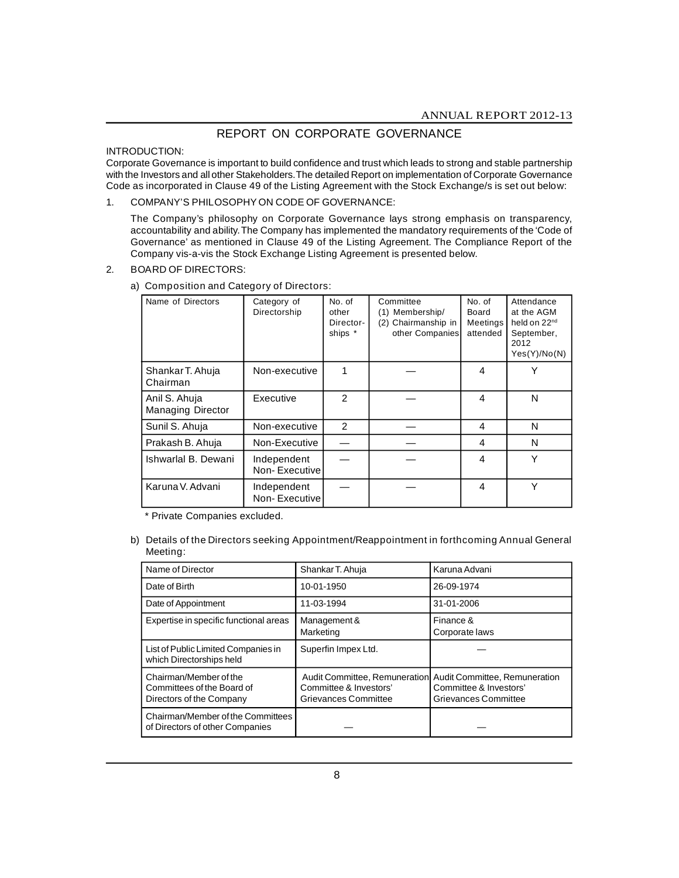# REPORT ON CORPORATE GOVERNANCE

INTRODUCTION:

Corporate Governance is important to build confidence and trust which leads to strong and stable partnership with the Investors and all other Stakeholders. The detailed Report on implementation of Corporate Governance Code as incorporated in Clause 49 of the Listing Agreement with the Stock Exchange/s is set out below:

1. COMPANY'S PHILOSOPHY ON CODE OF GOVERNANCE:

   The Company's philosophy on Corporate Governance lays strong emphasis on transparency, accountability and ability. The Company has implemented the mandatory requirements of the 'Code of Governance' as mentioned in Clause 49 of the Listing Agreement. The Compliance Report of the Company vis-a-vis the Stock Exchange Listing Agreement is presented below.

2. BOARD OF DIRECTORS:

   a) Composition and Category of Directors:

| Name of Directors | Category of Directorship | No. of other Director-ships * | Committee (1) Membership/ (2) Chairmanship in other Companies | No. of Board Meetings attended | Attendance at the AGM held on 22nd September, 2012 Yes(Y)/No(N) |
|---|---|---|---|---|---|
| Shankar T. Ahuja Chairman | Non-executive | 1 | — | 4 | Y |
| Anil S. Ahuja Managing Director | Executive | 2 | — | 4 | N |
| Sunil S. Ahuja | Non-executive | 2 | — | 4 | N |
| Prakash B. Ahuja | Non-Executive | — | — | 4 | N |
| Ishwarlal B. Dewani | Independent Non- Executive | — | — | 4 | Y |
| Karuna V. Advani | Independent Non- Executive | — | — | 4 | Y |

   \* Private Companies excluded.

   b) Details of the Directors seeking Appointment/Reappointment in forthcoming Annual General Meeting:

| Name of Director | Shankar T. Ahuja | Karuna Advani |
|---|---|---|
| Date of Birth | 10-01-1950 | 26-09-1974 |
| Date of Appointment | 11-03-1994 | 31-01-2006 |
| Expertise in specific functional areas | Management & Marketing | Finance & Corporate laws |
| List of Public Limited Companies in which Directorships held | Superfin Impex Ltd. | — |
| Chairman/Member of the Committees of the Board of Directors of the Company | Audit Committee, Remuneration Committee & Investors' Grievances Committee | Audit Committee, Remuneration Committee & Investors' Grievances Committee |
| Chairman/Member of the Committees of Directors of other Companies | — | — |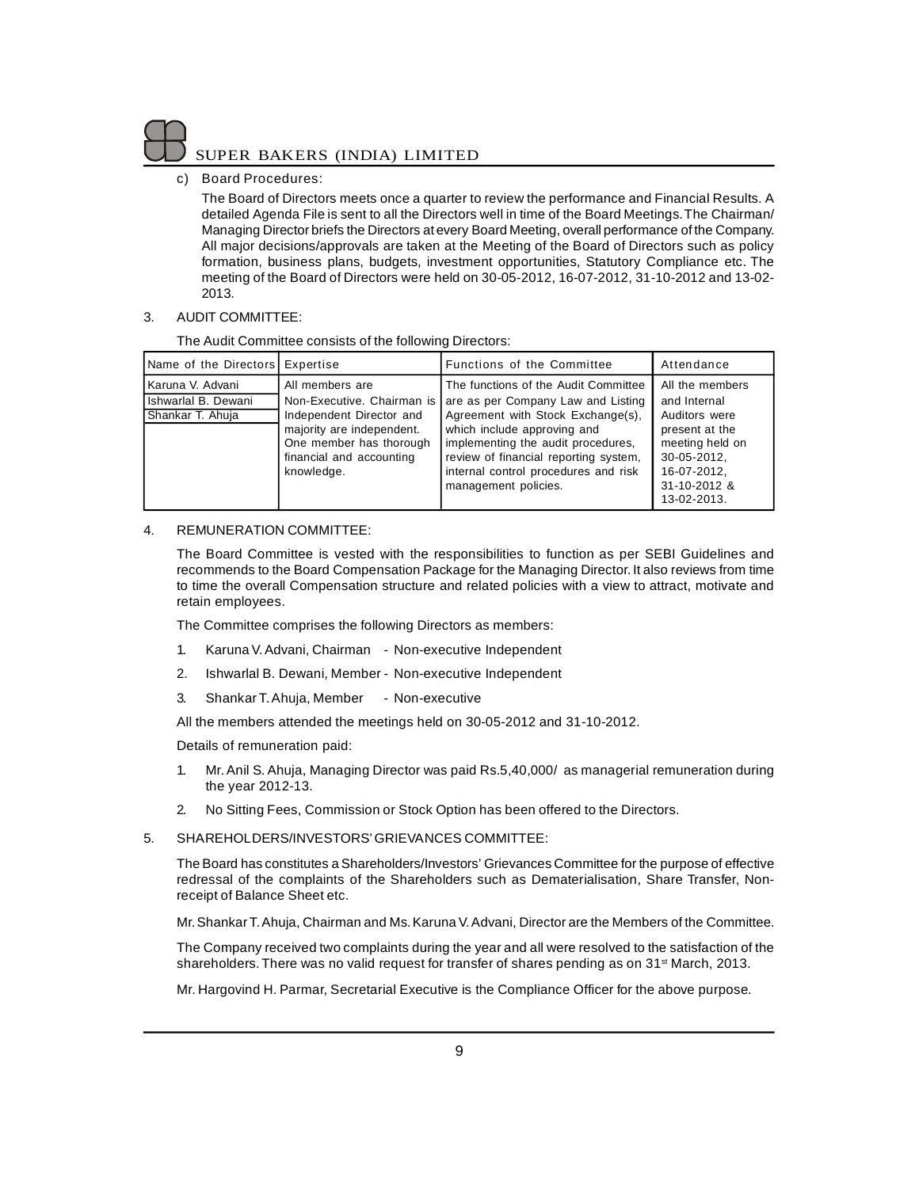c) Board Procedures:

The Board of Directors meets once a quarter to review the performance and Financial Results. A detailed Agenda File is sent to all the Directors well in time of the Board Meetings. The Chairman/ Managing Director briefs the Directors at every Board Meeting, overall performance of the Company. All major decisions/approvals are taken at the Meeting of the Board of Directors such as policy formation, business plans, budgets, investment opportunities, Statutory Compliance etc. The meeting of the Board of Directors were held on 30-05-2012, 16-07-2012, 31-10-2012 and 13-02-2013.

3. AUDIT COMMITTEE:

The Audit Committee consists of the following Directors:

| Name of the Directors | Expertise | Functions of the Committee | Attendance |
|---|---|---|---|
| Karuna V. Advani<br>Ishwarlal B. Dewani<br>Shankar T. Ahuja | All members are Non-Executive. Chairman is Independent Director and majority are independent. One member has thorough financial and accounting knowledge. | The functions of the Audit Committee are as per Company Law and Listing Agreement with Stock Exchange(s), which include approving and implementing the audit procedures, review of financial reporting system, internal control procedures and risk management policies. | All the members and Internal Auditors were present at the meeting held on 30-05-2012, 16-07-2012, 31-10-2012 & 13-02-2013. |

4. REMUNERATION COMMITTEE:

The Board Committee is vested with the responsibilities to function as per SEBI Guidelines and recommends to the Board Compensation Package for the Managing Director. It also reviews from time to time the overall Compensation structure and related policies with a view to attract, motivate and retain employees.

The Committee comprises the following Directors as members:

1. Karuna V. Advani, Chairman - Non-executive Independent
2. Ishwarlal B. Dewani, Member - Non-executive Independent
3. Shankar T. Ahuja, Member - Non-executive

All the members attended the meetings held on 30-05-2012 and 31-10-2012.

Details of remuneration paid:

1. Mr. Anil S. Ahuja, Managing Director was paid Rs.5,40,000/ as managerial remuneration during the year 2012-13.
2. No Sitting Fees, Commission or Stock Option has been offered to the Directors.

5. SHAREHOLDERS/INVESTORS' GRIEVANCES COMMITTEE:

The Board has constitutes a Shareholders/Investors' Grievances Committee for the purpose of effective redressal of the complaints of the Shareholders such as Dematerialisation, Share Transfer, Non-receipt of Balance Sheet etc.

Mr. Shankar T. Ahuja, Chairman and Ms. Karuna V. Advani, Director are the Members of the Committee.

The Company received two complaints during the year and all were resolved to the satisfaction of the shareholders. There was no valid request for transfer of shares pending as on 31st March, 2013.

Mr. Hargovind H. Parmar, Secretarial Executive is the Compliance Officer for the above purpose.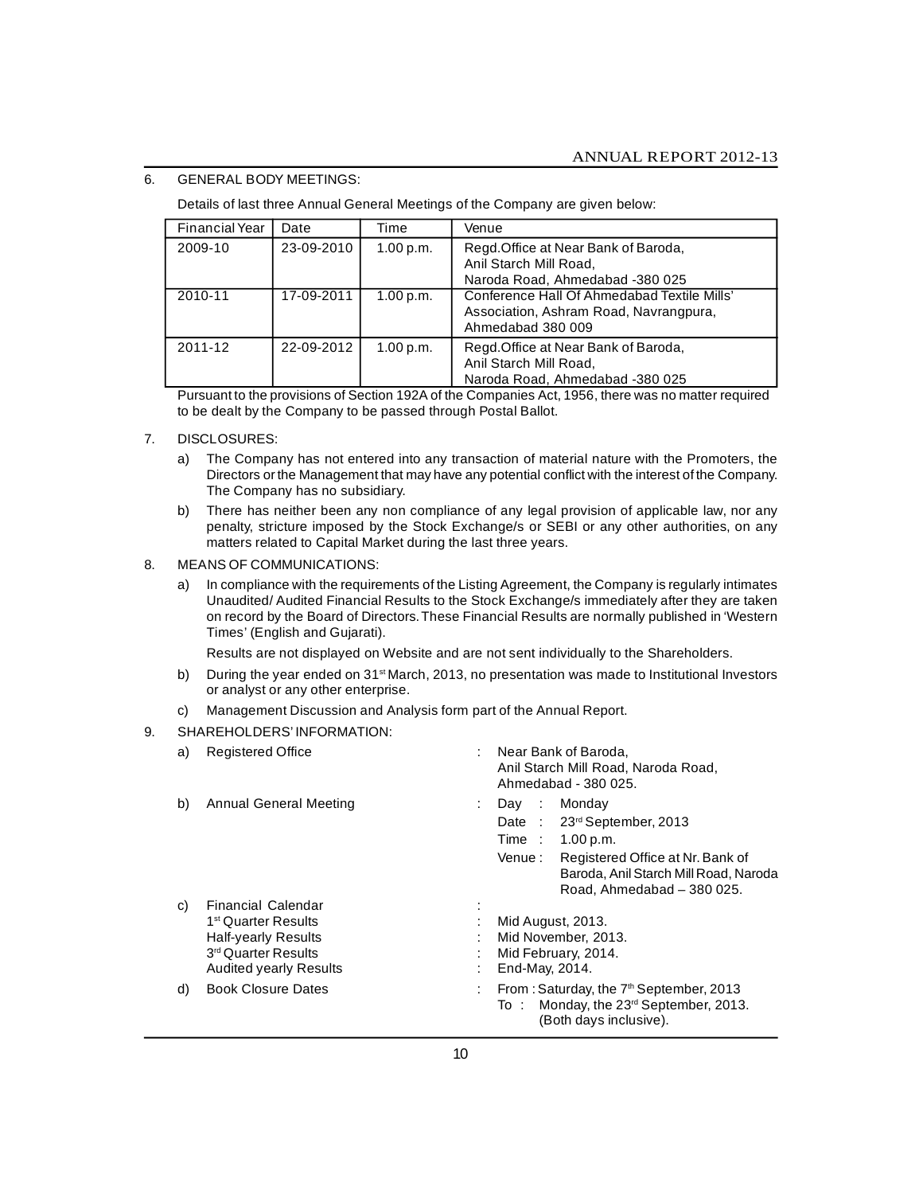## 6. GENERAL BODY MEETINGS:

Details of last three Annual General Meetings of the Company are given below:

| Financial Year | Date | Time | Venue |
|---|---|---|---|
| 2009-10 | 23-09-2010 | 1.00 p.m. | Regd.Office at Near Bank of Baroda, Anil Starch Mill Road, Naroda Road, Ahmedabad -380 025 |
| 2010-11 | 17-09-2011 | 1.00 p.m. | Conference Hall Of Ahmedabad Textile Mills' Association, Ashram Road, Navrangpura, Ahmedabad 380 009 |
| 2011-12 | 22-09-2012 | 1.00 p.m. | Regd.Office at Near Bank of Baroda, Anil Starch Mill Road, Naroda Road, Ahmedabad -380 025 |

Pursuant to the provisions of Section 192A of the Companies Act, 1956, there was no matter required to be dealt by the Company to be passed through Postal Ballot.

## 7. DISCLOSURES:

a) The Company has not entered into any transaction of material nature with the Promoters, the Directors or the Management that may have any potential conflict with the interest of the Company. The Company has no subsidiary.

b) There has neither been any non compliance of any legal provision of applicable law, nor any penalty, stricture imposed by the Stock Exchange/s or SEBI or any other authorities, on any matters related to Capital Market during the last three years.

## 8. MEANS OF COMMUNICATIONS:

a) In compliance with the requirements of the Listing Agreement, the Company is regularly intimates Unaudited/ Audited Financial Results to the Stock Exchange/s immediately after they are taken on record by the Board of Directors. These Financial Results are normally published in 'Western Times' (English and Gujarati).

Results are not displayed on Website and are not sent individually to the Shareholders.

b) During the year ended on 31st March, 2013, no presentation was made to Institutional Investors or analyst or any other enterprise.

c) Management Discussion and Analysis form part of the Annual Report.

## 9. SHAREHOLDERS' INFORMATION:

a) Registered Office : Near Bank of Baroda, Anil Starch Mill Road, Naroda Road, Ahmedabad - 380 025.

b) Annual General Meeting :
- Day : Monday
- Date : 23rd September, 2013
- Time : 1.00 p.m.
- Venue : Registered Office at Nr. Bank of Baroda, Anil Starch Mill Road, Naroda Road, Ahmedabad – 380 025.

c) Financial Calendar :
- 1st Quarter Results : Mid August, 2013.
- Half-yearly Results : Mid November, 2013.
- 3rd Quarter Results : Mid February, 2014.
- Audited yearly Results : End-May, 2014.

d) Book Closure Dates : From : Saturday, the 7th September, 2013 To : Monday, the 23rd September, 2013. (Both days inclusive).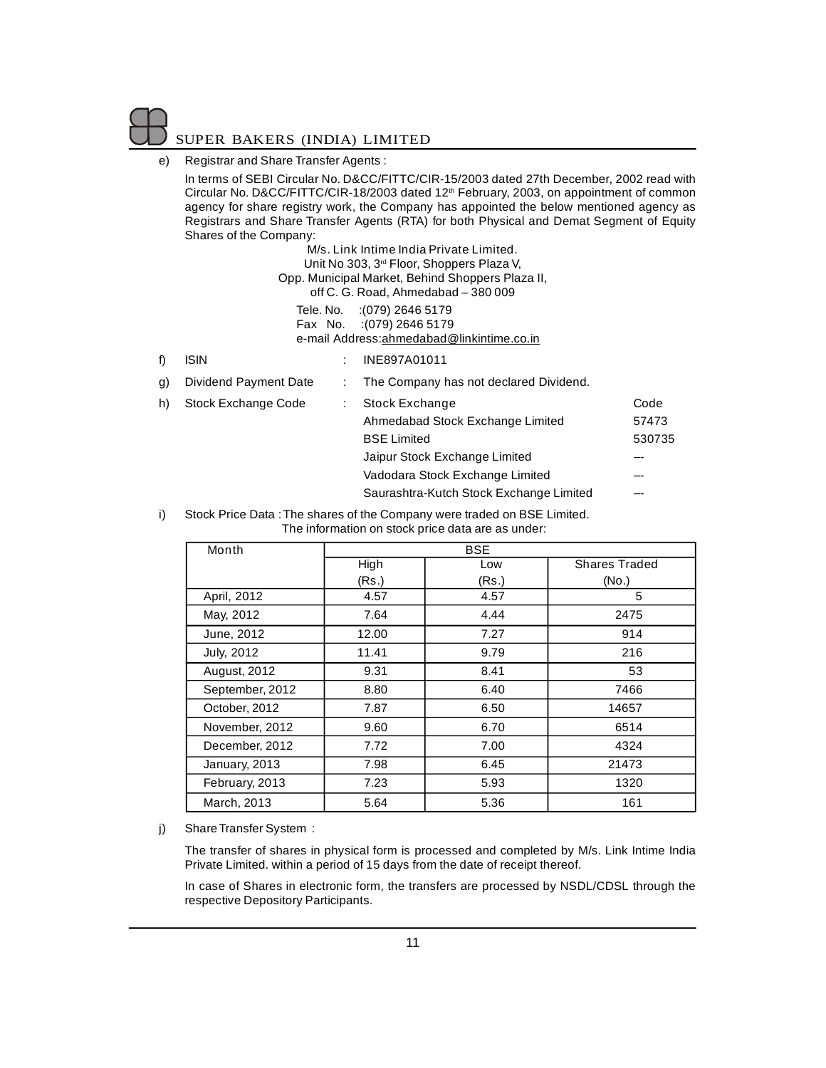e) Registrar and Share Transfer Agents :

In terms of SEBI Circular No. D&CC/FITTC/CIR-15/2003 dated 27th December, 2002 read with Circular No. D&CC/FITTC/CIR-18/2003 dated 12th February, 2003, on appointment of common agency for share registry work, the Company has appointed the below mentioned agency as Registrars and Share Transfer Agents (RTA) for both Physical and Demat Segment of Equity Shares of the Company:

M/s. Link Intime India Private Limited.
Unit No 303, 3rd Floor, Shoppers Plaza V,
Opp. Municipal Market, Behind Shoppers Plaza II,
off C. G. Road, Ahmedabad – 380 009

Tele. No. :(079) 2646 5179
Fax No. :(079) 2646 5179
e-mail Address:ahmedabad@linkintime.co.in

f) ISIN : INE897A01011

g) Dividend Payment Date : The Company has not declared Dividend.

h) Stock Exchange Code :

| Stock Exchange | Code |
|---|---|
| Ahmedabad Stock Exchange Limited | 57473 |
| BSE Limited | 530735 |
| Jaipur Stock Exchange Limited | --- |
| Vadodara Stock Exchange Limited | --- |
| Saurashtra-Kutch Stock Exchange Limited | --- |

i) Stock Price Data : The shares of the Company were traded on BSE Limited.
The information on stock price data are as under:

| Month | BSE | | |
|---|---|---|---|
| | High (Rs.) | Low (Rs.) | Shares Traded (No.) |
| April, 2012 | 4.57 | 4.57 | 5 |
| May, 2012 | 7.64 | 4.44 | 2475 |
| June, 2012 | 12.00 | 7.27 | 914 |
| July, 2012 | 11.41 | 9.79 | 216 |
| August, 2012 | 9.31 | 8.41 | 53 |
| September, 2012 | 8.80 | 6.40 | 7466 |
| October, 2012 | 7.87 | 6.50 | 14657 |
| November, 2012 | 9.60 | 6.70 | 6514 |
| December, 2012 | 7.72 | 7.00 | 4324 |
| January, 2013 | 7.98 | 6.45 | 21473 |
| February, 2013 | 7.23 | 5.93 | 1320 |
| March, 2013 | 5.64 | 5.36 | 161 |

j) Share Transfer System :

The transfer of shares in physical form is processed and completed by M/s. Link Intime India Private Limited. within a period of 15 days from the date of receipt thereof.

In case of Shares in electronic form, the transfers are processed by NSDL/CDSL through the respective Depository Participants.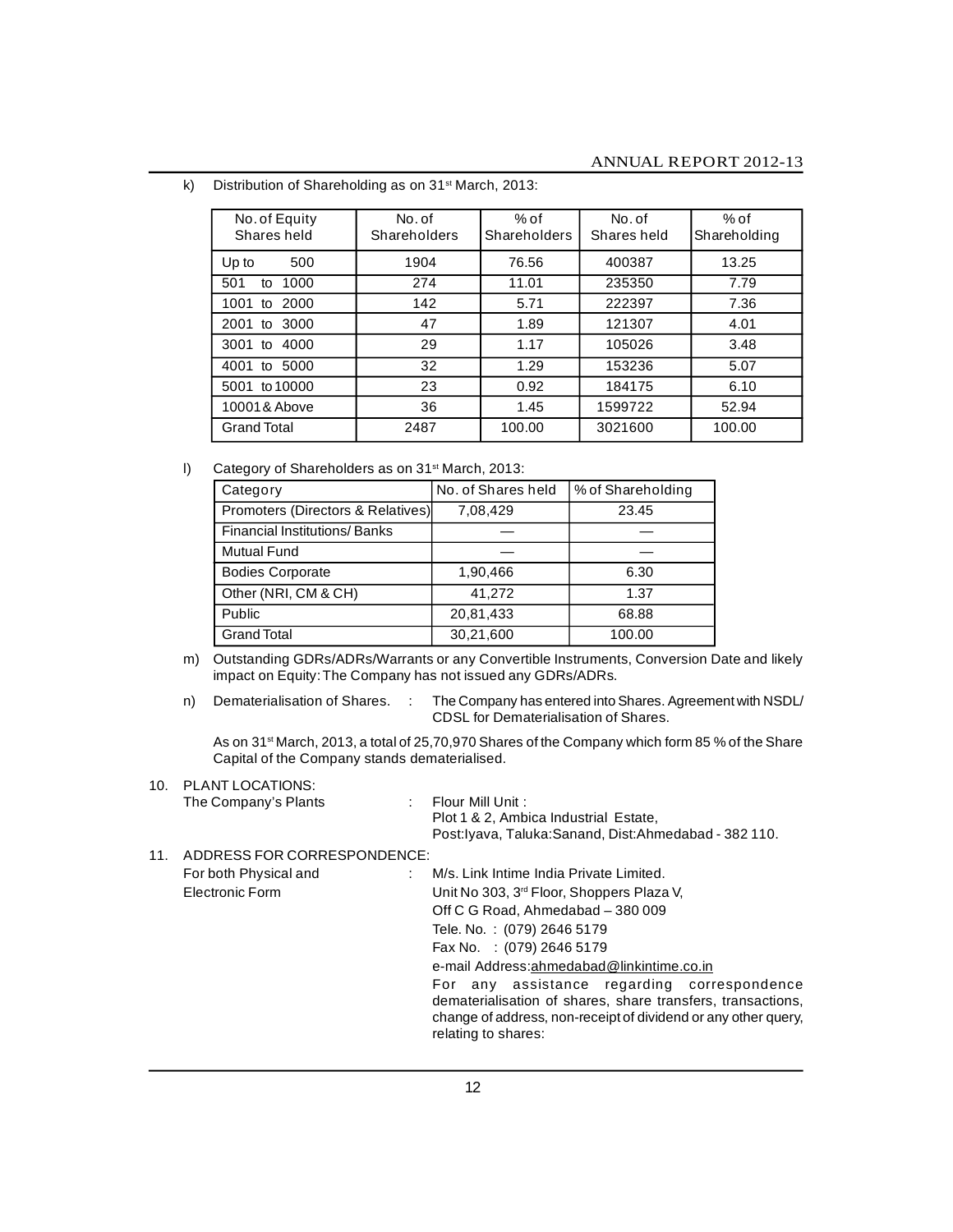k) Distribution of Shareholding as on 31st March, 2013:

| No. of Equity Shares held | No. of Shareholders | % of Shareholders | No. of Shares held | % of Shareholding |
|---|---|---|---|---|
| Up to 500 | 1904 | 76.56 | 400387 | 13.25 |
| 501 to 1000 | 274 | 11.01 | 235350 | 7.79 |
| 1001 to 2000 | 142 | 5.71 | 222397 | 7.36 |
| 2001 to 3000 | 47 | 1.89 | 121307 | 4.01 |
| 3001 to 4000 | 29 | 1.17 | 105026 | 3.48 |
| 4001 to 5000 | 32 | 1.29 | 153236 | 5.07 |
| 5001 to 10000 | 23 | 0.92 | 184175 | 6.10 |
| 10001 & Above | 36 | 1.45 | 1599722 | 52.94 |
| Grand Total | 2487 | 100.00 | 3021600 | 100.00 |

l) Category of Shareholders as on 31st March, 2013:

| Category | No. of Shares held | % of Shareholding |
|---|---|---|
| Promoters (Directors & Relatives) | 7,08,429 | 23.45 |
| Financial Institutions/ Banks | — | — |
| Mutual Fund | — | — |
| Bodies Corporate | 1,90,466 | 6.30 |
| Other (NRI, CM & CH) | 41,272 | 1.37 |
| Public | 20,81,433 | 68.88 |
| Grand Total | 30,21,600 | 100.00 |

m) Outstanding GDRs/ADRs/Warrants or any Convertible Instruments, Conversion Date and likely impact on Equity: The Company has not issued any GDRs/ADRs.

n) Dematerialisation of Shares. : The Company has entered into Shares. Agreement with NSDL/ CDSL for Dematerialisation of Shares.

As on 31st March, 2013, a total of 25,70,970 Shares of the Company which form 85 % of the Share Capital of the Company stands dematerialised.

10. PLANT LOCATIONS:

The Company's Plants : Flour Mill Unit :
Plot 1 & 2, Ambica Industrial Estate,
Post:Iyava, Taluka:Sanand, Dist:Ahmedabad - 382 110.

11. ADDRESS FOR CORRESPONDENCE:

For both Physical and Electronic Form : M/s. Link Intime India Private Limited.
Unit No 303, 3rd Floor, Shoppers Plaza V,
Off C G Road, Ahmedabad – 380 009
Tele. No. : (079) 2646 5179
Fax No. : (079) 2646 5179
e-mail Address:ahmedabad@linkintime.co.in
For any assistance regarding correspondence dematerialisation of shares, share transfers, transactions, change of address, non-receipt of dividend or any other query, relating to shares: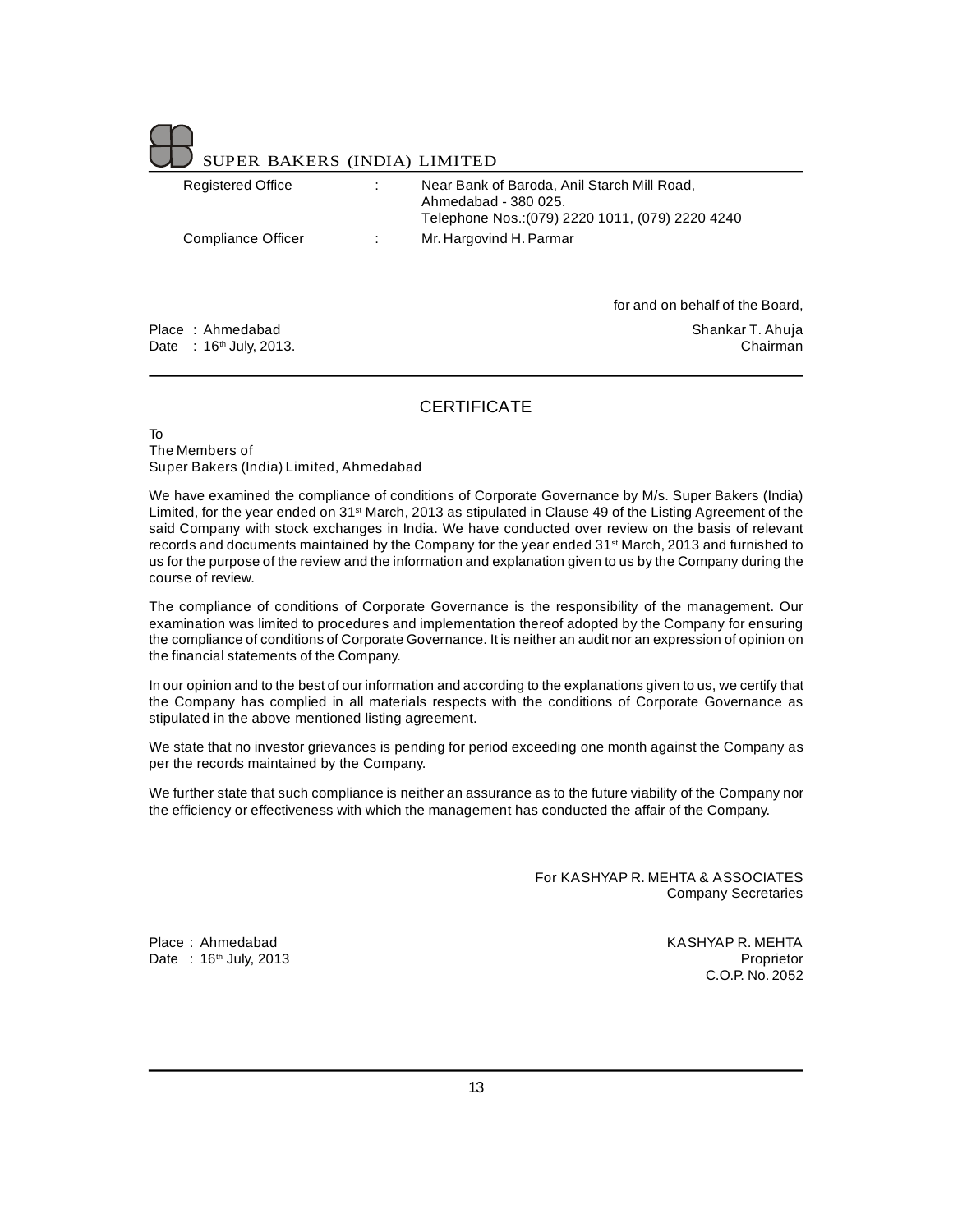SUPER BAKERS (INDIA) LIMITED

| | | |
|---|---|---|
| Registered Office | : | Near Bank of Baroda, Anil Starch Mill Road, Ahmedabad - 380 025. Telephone Nos.:(079) 2220 1011, (079) 2220 4240 |
| Compliance Officer | : | Mr. Hargovind H. Parmar |

for and on behalf of the Board,

Place : Ahmedabad
Date : 16th July, 2013.

Shankar T. Ahuja
Chairman

## CERTIFICATE

To
The Members of
Super Bakers (India) Limited, Ahmedabad

We have examined the compliance of conditions of Corporate Governance by M/s. Super Bakers (India) Limited, for the year ended on 31st March, 2013 as stipulated in Clause 49 of the Listing Agreement of the said Company with stock exchanges in India. We have conducted over review on the basis of relevant records and documents maintained by the Company for the year ended 31st March, 2013 and furnished to us for the purpose of the review and the information and explanation given to us by the Company during the course of review.

The compliance of conditions of Corporate Governance is the responsibility of the management. Our examination was limited to procedures and implementation thereof adopted by the Company for ensuring the compliance of conditions of Corporate Governance. It is neither an audit nor an expression of opinion on the financial statements of the Company.

In our opinion and to the best of our information and according to the explanations given to us, we certify that the Company has complied in all materials respects with the conditions of Corporate Governance as stipulated in the above mentioned listing agreement.

We state that no investor grievances is pending for period exceeding one month against the Company as per the records maintained by the Company.

We further state that such compliance is neither an assurance as to the future viability of the Company nor the efficiency or effectiveness with which the management has conducted the affair of the Company.

For KASHYAP R. MEHTA & ASSOCIATES
Company Secretaries

Place : Ahmedabad
Date : 16th July, 2013

KASHYAP R. MEHTA
Proprietor
C.O.P. No. 2052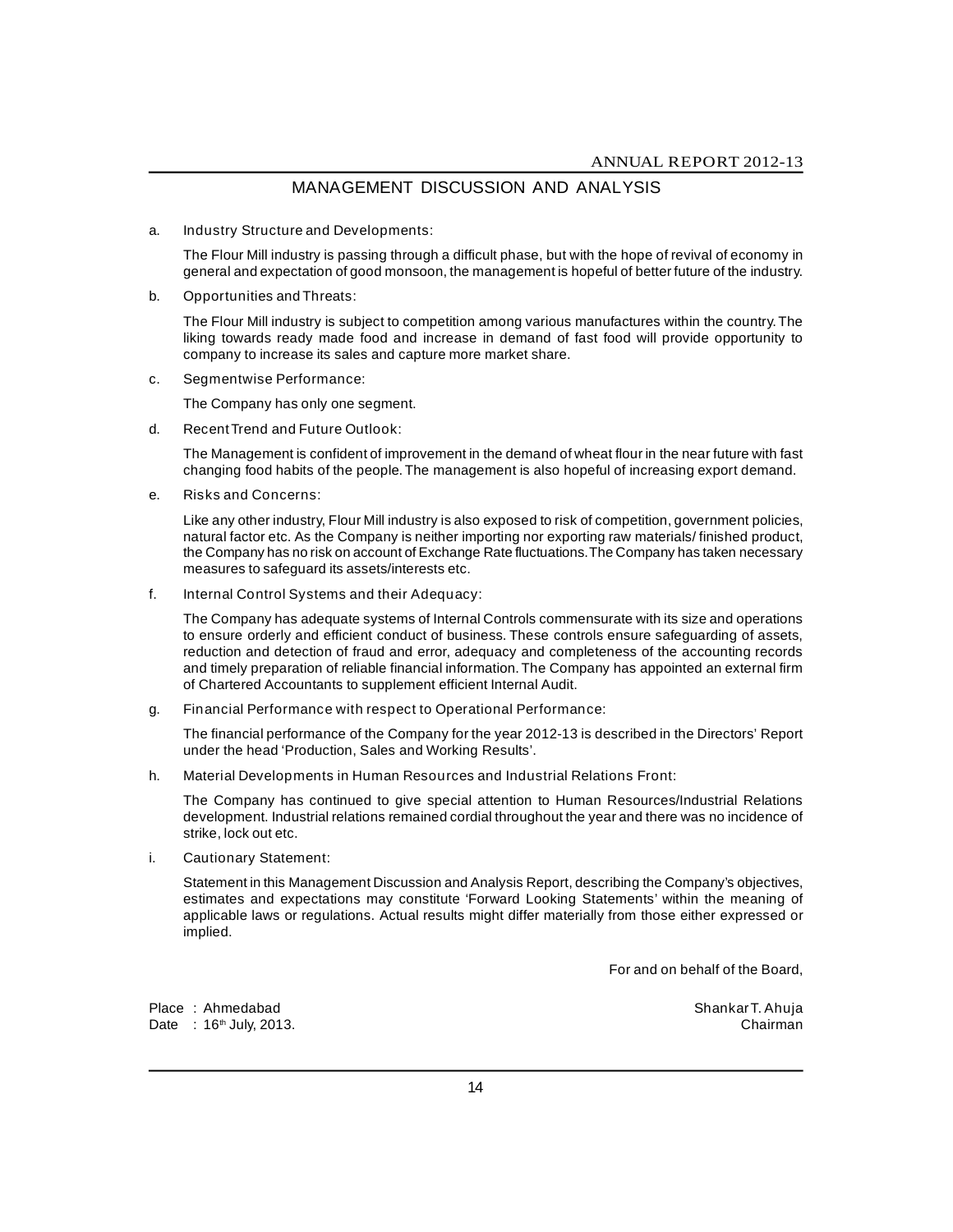# MANAGEMENT DISCUSSION AND ANALYSIS

a. Industry Structure and Developments:

The Flour Mill industry is passing through a difficult phase, but with the hope of revival of economy in general and expectation of good monsoon, the management is hopeful of better future of the industry.

b. Opportunities and Threats:

The Flour Mill industry is subject to competition among various manufactures within the country. The liking towards ready made food and increase in demand of fast food will provide opportunity to company to increase its sales and capture more market share.

c. Segmentwise Performance:

The Company has only one segment.

d. Recent Trend and Future Outlook:

The Management is confident of improvement in the demand of wheat flour in the near future with fast changing food habits of the people. The management is also hopeful of increasing export demand.

e. Risks and Concerns:

Like any other industry, Flour Mill industry is also exposed to risk of competition, government policies, natural factor etc. As the Company is neither importing nor exporting raw materials/ finished product, the Company has no risk on account of Exchange Rate fluctuations. The Company has taken necessary measures to safeguard its assets/interests etc.

f. Internal Control Systems and their Adequacy:

The Company has adequate systems of Internal Controls commensurate with its size and operations to ensure orderly and efficient conduct of business. These controls ensure safeguarding of assets, reduction and detection of fraud and error, adequacy and completeness of the accounting records and timely preparation of reliable financial information. The Company has appointed an external firm of Chartered Accountants to supplement efficient Internal Audit.

g. Financial Performance with respect to Operational Performance:

The financial performance of the Company for the year 2012-13 is described in the Directors' Report under the head 'Production, Sales and Working Results'.

h. Material Developments in Human Resources and Industrial Relations Front:

The Company has continued to give special attention to Human Resources/Industrial Relations development. Industrial relations remained cordial throughout the year and there was no incidence of strike, lock out etc.

i. Cautionary Statement:

Statement in this Management Discussion and Analysis Report, describing the Company's objectives, estimates and expectations may constitute 'Forward Looking Statements' within the meaning of applicable laws or regulations. Actual results might differ materially from those either expressed or implied.

For and on behalf of the Board,

Place : Ahmedabad
Date : 16th July, 2013.

Shankar T. Ahuja
Chairman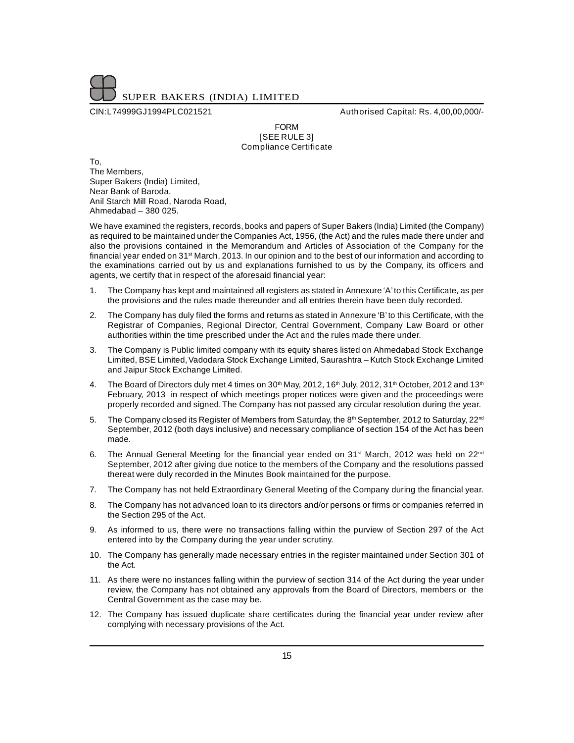CIN:L74999GJ1994PLC021521 Authorised Capital: Rs. 4,00,00,000/-

FORM
[SEE RULE 3]
Compliance Certificate

To,
The Members,
Super Bakers (India) Limited,
Near Bank of Baroda,
Anil Starch Mill Road, Naroda Road,
Ahmedabad – 380 025.

We have examined the registers, records, books and papers of Super Bakers (India) Limited (the Company) as required to be maintained under the Companies Act, 1956, (the Act) and the rules made there under and also the provisions contained in the Memorandum and Articles of Association of the Company for the financial year ended on 31st March, 2013. In our opinion and to the best of our information and according to the examinations carried out by us and explanations furnished to us by the Company, its officers and agents, we certify that in respect of the aforesaid financial year:

1. The Company has kept and maintained all registers as stated in Annexure 'A' to this Certificate, as per the provisions and the rules made thereunder and all entries therein have been duly recorded.
2. The Company has duly filed the forms and returns as stated in Annexure 'B' to this Certificate, with the Registrar of Companies, Regional Director, Central Government, Company Law Board or other authorities within the time prescribed under the Act and the rules made there under.
3. The Company is Public limited company with its equity shares listed on Ahmedabad Stock Exchange Limited, BSE Limited, Vadodara Stock Exchange Limited, Saurashtra – Kutch Stock Exchange Limited and Jaipur Stock Exchange Limited.
4. The Board of Directors duly met 4 times on 30th May, 2012, 16th July, 2012, 31st October, 2012 and 13th February, 2013 in respect of which meetings proper notices were given and the proceedings were properly recorded and signed. The Company has not passed any circular resolution during the year.
5. The Company closed its Register of Members from Saturday, the 8th September, 2012 to Saturday, 22nd September, 2012 (both days inclusive) and necessary compliance of section 154 of the Act has been made.
6. The Annual General Meeting for the financial year ended on 31st March, 2012 was held on 22nd September, 2012 after giving due notice to the members of the Company and the resolutions passed thereat were duly recorded in the Minutes Book maintained for the purpose.
7. The Company has not held Extraordinary General Meeting of the Company during the financial year.
8. The Company has not advanced loan to its directors and/or persons or firms or companies referred in the Section 295 of the Act.
9. As informed to us, there were no transactions falling within the purview of Section 297 of the Act entered into by the Company during the year under scrutiny.
10. The Company has generally made necessary entries in the register maintained under Section 301 of the Act.
11. As there were no instances falling within the purview of section 314 of the Act during the year under review, the Company has not obtained any approvals from the Board of Directors, members or the Central Government as the case may be.
12. The Company has issued duplicate share certificates during the financial year under review after complying with necessary provisions of the Act.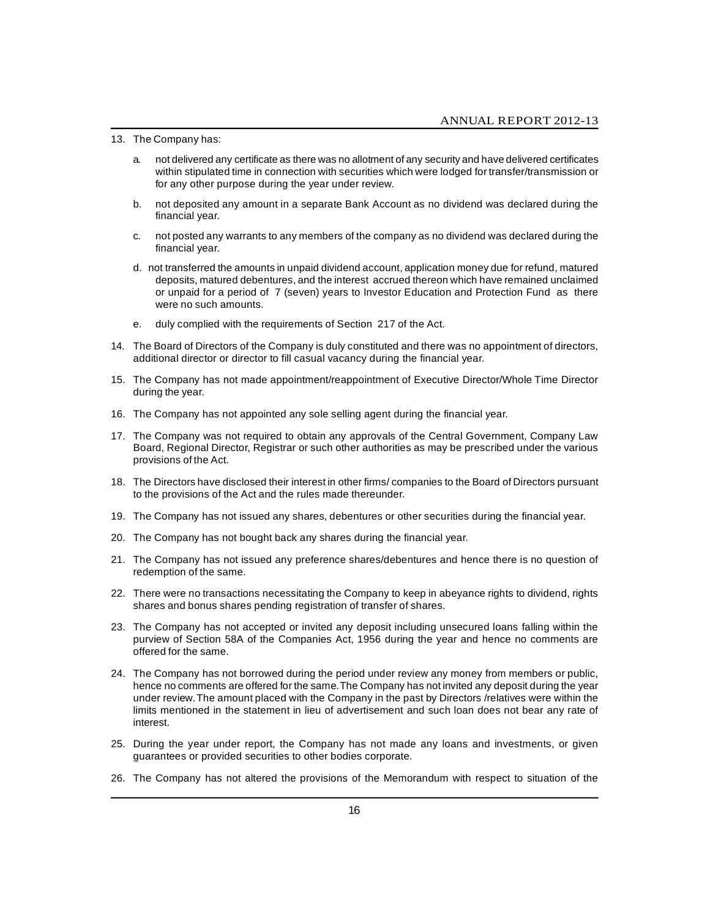13. The Company has:

    a. not delivered any certificate as there was no allotment of any security and have delivered certificates within stipulated time in connection with securities which were lodged for transfer/transmission or for any other purpose during the year under review.

    b. not deposited any amount in a separate Bank Account as no dividend was declared during the financial year.

    c. not posted any warrants to any members of the company as no dividend was declared during the financial year.

    d. not transferred the amounts in unpaid dividend account, application money due for refund, matured deposits, matured debentures, and the interest accrued thereon which have remained unclaimed or unpaid for a period of 7 (seven) years to Investor Education and Protection Fund as there were no such amounts.

    e. duly complied with the requirements of Section 217 of the Act.

14. The Board of Directors of the Company is duly constituted and there was no appointment of directors, additional director or director to fill casual vacancy during the financial year.

15. The Company has not made appointment/reappointment of Executive Director/Whole Time Director during the year.

16. The Company has not appointed any sole selling agent during the financial year.

17. The Company was not required to obtain any approvals of the Central Government, Company Law Board, Regional Director, Registrar or such other authorities as may be prescribed under the various provisions of the Act.

18. The Directors have disclosed their interest in other firms/ companies to the Board of Directors pursuant to the provisions of the Act and the rules made thereunder.

19. The Company has not issued any shares, debentures or other securities during the financial year.

20. The Company has not bought back any shares during the financial year.

21. The Company has not issued any preference shares/debentures and hence there is no question of redemption of the same.

22. There were no transactions necessitating the Company to keep in abeyance rights to dividend, rights shares and bonus shares pending registration of transfer of shares.

23. The Company has not accepted or invited any deposit including unsecured loans falling within the purview of Section 58A of the Companies Act, 1956 during the year and hence no comments are offered for the same.

24. The Company has not borrowed during the period under review any money from members or public, hence no comments are offered for the same. The Company has not invited any deposit during the year under review. The amount placed with the Company in the past by Directors /relatives were within the limits mentioned in the statement in lieu of advertisement and such loan does not bear any rate of interest.

25. During the year under report, the Company has not made any loans and investments, or given guarantees or provided securities to other bodies corporate.

26. The Company has not altered the provisions of the Memorandum with respect to situation of the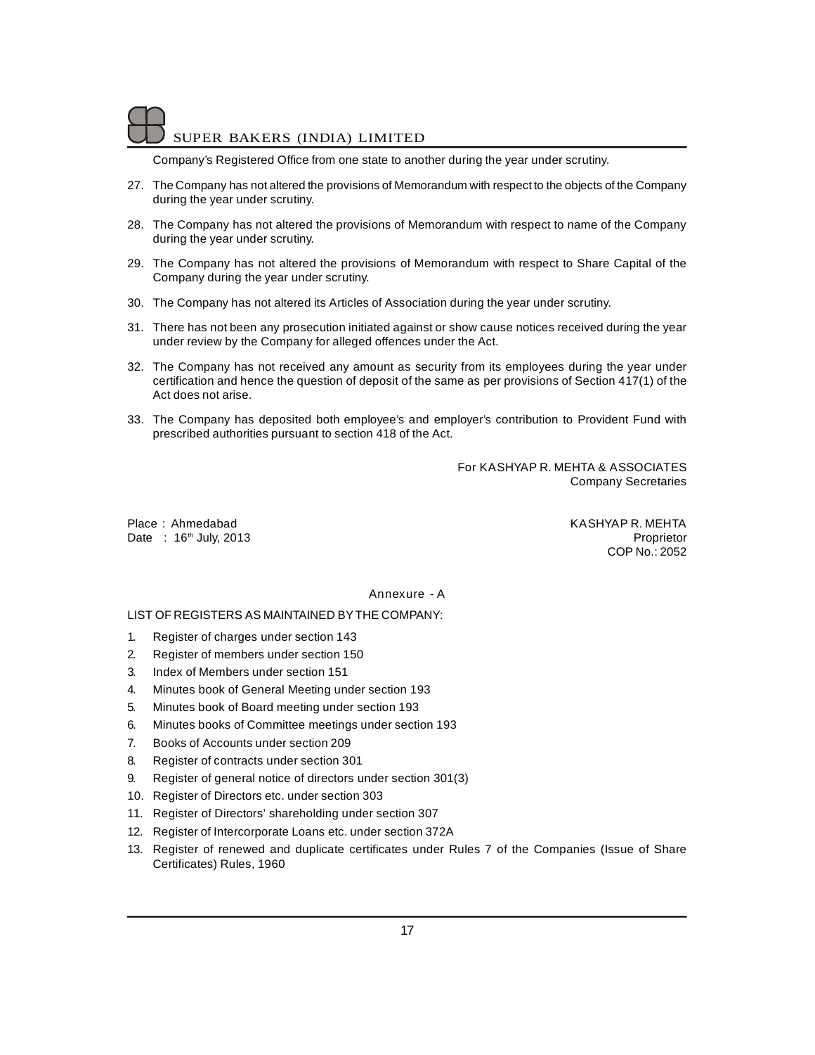Company's Registered Office from one state to another during the year under scrutiny.

27. The Company has not altered the provisions of Memorandum with respect to the objects of the Company during the year under scrutiny.
28. The Company has not altered the provisions of Memorandum with respect to name of the Company during the year under scrutiny.
29. The Company has not altered the provisions of Memorandum with respect to Share Capital of the Company during the year under scrutiny.
30. The Company has not altered its Articles of Association during the year under scrutiny.
31. There has not been any prosecution initiated against or show cause notices received during the year under review by the Company for alleged offences under the Act.
32. The Company has not received any amount as security from its employees during the year under certification and hence the question of deposit of the same as per provisions of Section 417(1) of the Act does not arise.
33. The Company has deposited both employee's and employer's contribution to Provident Fund with prescribed authorities pursuant to section 418 of the Act.

For KASHYAP R. MEHTA & ASSOCIATES
Company Secretaries

Place : Ahmedabad
Date : 16th July, 2013

KASHYAP R. MEHTA
Proprietor
COP No.: 2052

## Annexure - A

LIST OF REGISTERS AS MAINTAINED BY THE COMPANY:

1. Register of charges under section 143
2. Register of members under section 150
3. Index of Members under section 151
4. Minutes book of General Meeting under section 193
5. Minutes book of Board meeting under section 193
6. Minutes books of Committee meetings under section 193
7. Books of Accounts under section 209
8. Register of contracts under section 301
9. Register of general notice of directors under section 301(3)
10. Register of Directors etc. under section 303
11. Register of Directors' shareholding under section 307
12. Register of Intercorporate Loans etc. under section 372A
13. Register of renewed and duplicate certificates under Rules 7 of the Companies (Issue of Share Certificates) Rules, 1960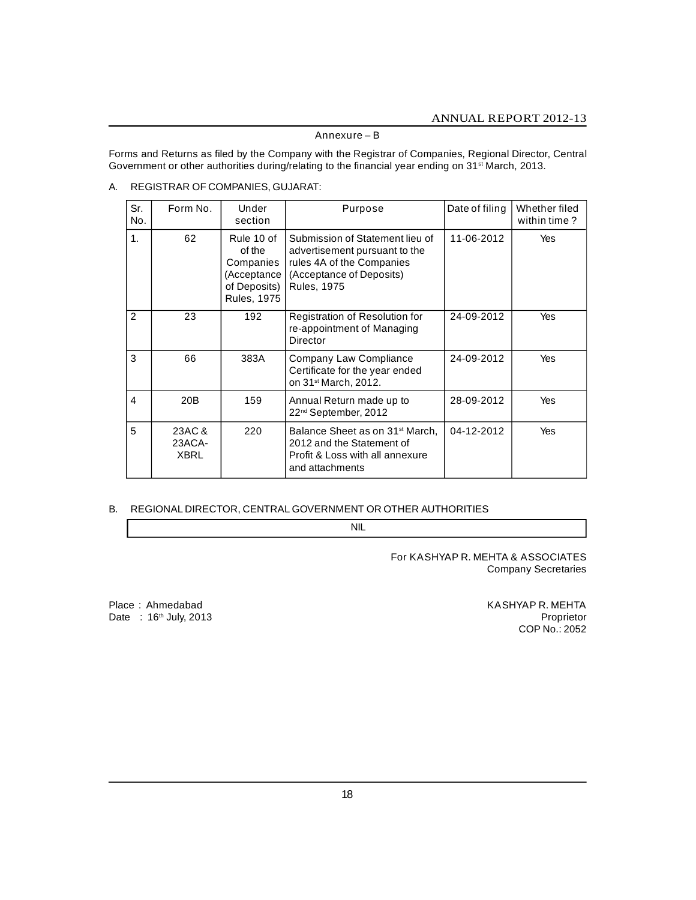## Annexure – B

Forms and Returns as filed by the Company with the Registrar of Companies, Regional Director, Central Government or other authorities during/relating to the financial year ending on 31st March, 2013.

A. REGISTRAR OF COMPANIES, GUJARAT:

| Sr. No. | Form No. | Under section | Purpose | Date of filing | Whether filed within time ? |
|---|---|---|---|---|---|
| 1. | 62 | Rule 10 of of the Companies (Acceptance of Deposits) Rules, 1975 | Submission of Statement lieu of advertisement pursuant to the rules 4A of the Companies (Acceptance of Deposits) Rules, 1975 | 11-06-2012 | Yes |
| 2 | 23 | 192 | Registration of Resolution for re-appointment of Managing Director | 24-09-2012 | Yes |
| 3 | 66 | 383A | Company Law Compliance Certificate for the year ended on 31st March, 2012. | 24-09-2012 | Yes |
| 4 | 20B | 159 | Annual Return made up to 22nd September, 2012 | 28-09-2012 | Yes |
| 5 | 23AC & 23ACA-XBRL | 220 | Balance Sheet as on 31st March, 2012 and the Statement of Profit & Loss with all annexure and attachments | 04-12-2012 | Yes |

B. REGIONAL DIRECTOR, CENTRAL GOVERNMENT OR OTHER AUTHORITIES

| NIL |
|---|

For KASHYAP R. MEHTA & ASSOCIATES
Company Secretaries

Place : Ahmedabad
Date : 16th July, 2013

KASHYAP R. MEHTA
Proprietor
COP No.: 2052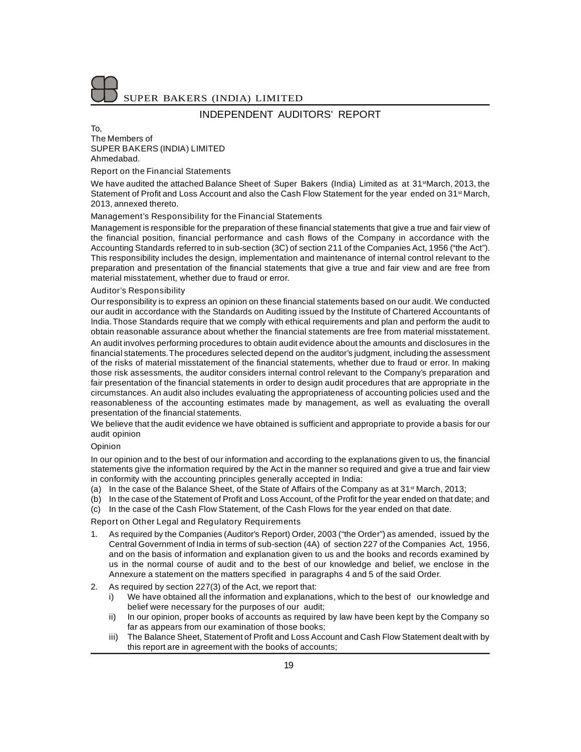# INDEPENDENT AUDITORS' REPORT

To,
The Members of
SUPER BAKERS (INDIA) LIMITED
Ahmedabad.

## Report on the Financial Statements

We have audited the attached Balance Sheet of Super Bakers (India) Limited as at 31st March, 2013, the Statement of Profit and Loss Account and also the Cash Flow Statement for the year ended on 31st March, 2013, annexed thereto.

## Management's Responsibility for the Financial Statements

Management is responsible for the preparation of these financial statements that give a true and fair view of the financial position, financial performance and cash flows of the Company in accordance with the Accounting Standards referred to in sub-section (3C) of section 211 of the Companies Act, 1956 ("the Act"). This responsibility includes the design, implementation and maintenance of internal control relevant to the preparation and presentation of the financial statements that give a true and fair view and are free from material misstatement, whether due to fraud or error.

## Auditor's Responsibility

Our responsibility is to express an opinion on these financial statements based on our audit. We conducted our audit in accordance with the Standards on Auditing issued by the Institute of Chartered Accountants of India. Those Standards require that we comply with ethical requirements and plan and perform the audit to obtain reasonable assurance about whether the financial statements are free from material misstatement.

An audit involves performing procedures to obtain audit evidence about the amounts and disclosures in the financial statements. The procedures selected depend on the auditor's judgment, including the assessment of the risks of material misstatement of the financial statements, whether due to fraud or error. In making those risk assessments, the auditor considers internal control relevant to the Company's preparation and fair presentation of the financial statements in order to design audit procedures that are appropriate in the circumstances. An audit also includes evaluating the appropriateness of accounting policies used and the reasonableness of the accounting estimates made by management, as well as evaluating the overall presentation of the financial statements.

We believe that the audit evidence we have obtained is sufficient and appropriate to provide a basis for our audit opinion

## Opinion

In our opinion and to the best of our information and according to the explanations given to us, the financial statements give the information required by the Act in the manner so required and give a true and fair view in conformity with the accounting principles generally accepted in India:

(a) In the case of the Balance Sheet, of the State of Affairs of the Company as at 31st March, 2013;

(b) In the case of the Statement of Profit and Loss Account, of the Profit for the year ended on that date; and

(c) In the case of the Cash Flow Statement, of the Cash Flows for the year ended on that date.

## Report on Other Legal and Regulatory Requirements

1. As required by the Companies (Auditor's Report) Order, 2003 ("the Order") as amended, issued by the Central Government of India in terms of sub-section (4A) of section 227 of the Companies Act, 1956, and on the basis of information and explanation given to us and the books and records examined by us in the normal course of audit and to the best of our knowledge and belief, we enclose in the Annexure a statement on the matters specified in paragraphs 4 and 5 of the said Order.

2. As required by section 227(3) of the Act, we report that:
   - i) We have obtained all the information and explanations, which to the best of our knowledge and belief were necessary for the purposes of our audit;
   - ii) In our opinion, proper books of accounts as required by law have been kept by the Company so far as appears from our examination of those books;
   - iii) The Balance Sheet, Statement of Profit and Loss Account and Cash Flow Statement dealt with by this report are in agreement with the books of accounts;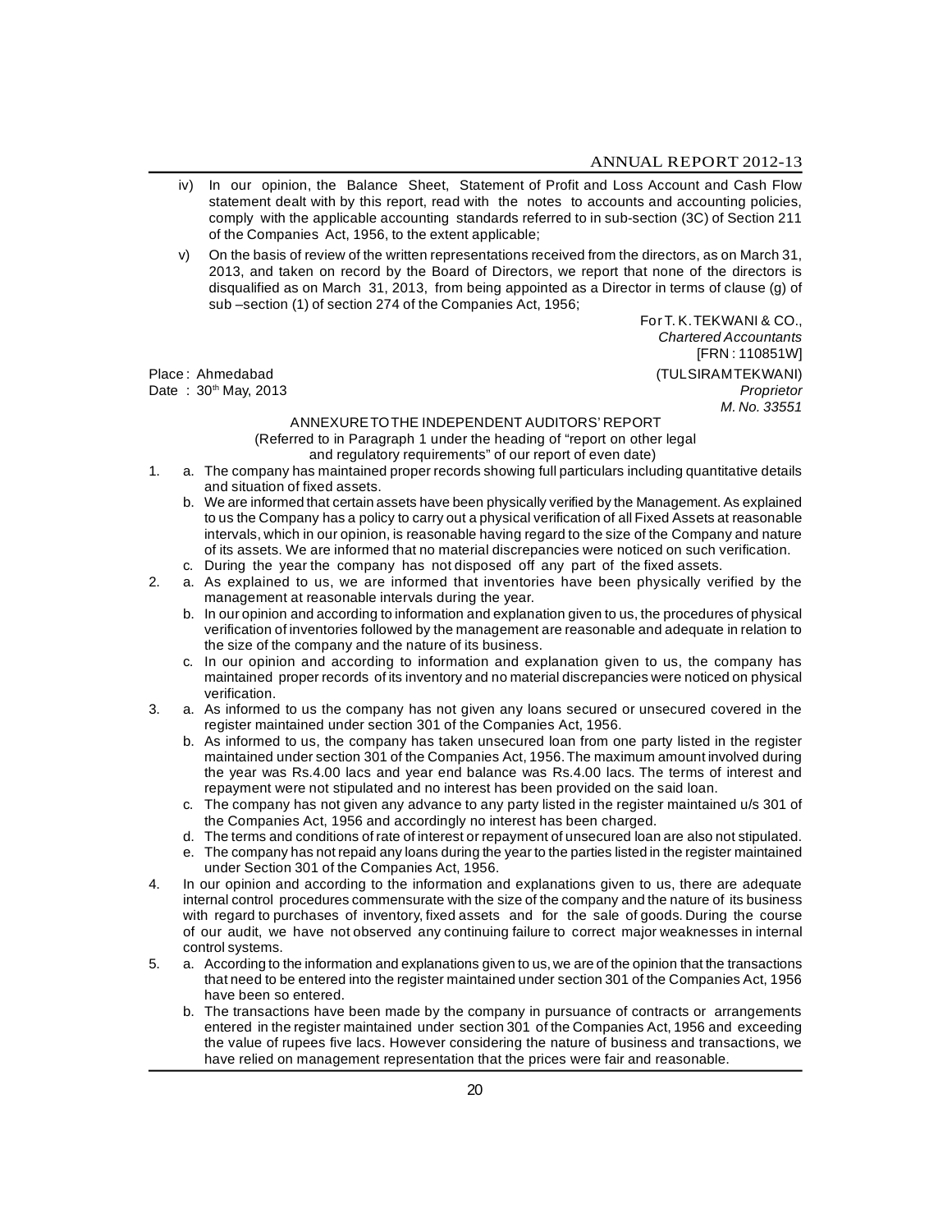iv) In our opinion, the Balance Sheet, Statement of Profit and Loss Account and Cash Flow statement dealt with by this report, read with the notes to accounts and accounting policies, comply with the applicable accounting standards referred to in sub-section (3C) of Section 211 of the Companies Act, 1956, to the extent applicable;

v) On the basis of review of the written representations received from the directors, as on March 31, 2013, and taken on record by the Board of Directors, we report that none of the directors is disqualified as on March 31, 2013, from being appointed as a Director in terms of clause (g) of sub –section (1) of section 274 of the Companies Act, 1956;

For T. K. TEKWANI & CO.,
*Chartered Accountants*
[FRN : 110851W]

Place : Ahmedabad
Date : 30th May, 2013

(TULSIRAM TEKWANI)
*Proprietor*
*M. No. 33551*

ANNEXURE TO THE INDEPENDENT AUDITORS' REPORT
(Referred to in Paragraph 1 under the heading of "report on other legal and regulatory requirements" of our report of even date)

1. a. The company has maintained proper records showing full particulars including quantitative details and situation of fixed assets.
   b. We are informed that certain assets have been physically verified by the Management. As explained to us the Company has a policy to carry out a physical verification of all Fixed Assets at reasonable intervals, which in our opinion, is reasonable having regard to the size of the Company and nature of its assets. We are informed that no material discrepancies were noticed on such verification.
   c. During the year the company has not disposed off any part of the fixed assets.
2. a. As explained to us, we are informed that inventories have been physically verified by the management at reasonable intervals during the year.
   b. In our opinion and according to information and explanation given to us, the procedures of physical verification of inventories followed by the management are reasonable and adequate in relation to the size of the company and the nature of its business.
   c. In our opinion and according to information and explanation given to us, the company has maintained proper records of its inventory and no material discrepancies were noticed on physical verification.
3. a. As informed to us the company has not given any loans secured or unsecured covered in the register maintained under section 301 of the Companies Act, 1956.
   b. As informed to us, the company has taken unsecured loan from one party listed in the register maintained under section 301 of the Companies Act, 1956. The maximum amount involved during the year was Rs.4.00 lacs and year end balance was Rs.4.00 lacs. The terms of interest and repayment were not stipulated and no interest has been provided on the said loan.
   c. The company has not given any advance to any party listed in the register maintained u/s 301 of the Companies Act, 1956 and accordingly no interest has been charged.
   d. The terms and conditions of rate of interest or repayment of unsecured loan are also not stipulated.
   e. The company has not repaid any loans during the year to the parties listed in the register maintained under Section 301 of the Companies Act, 1956.
4. In our opinion and according to the information and explanations given to us, there are adequate internal control procedures commensurate with the size of the company and the nature of its business with regard to purchases of inventory, fixed assets and for the sale of goods. During the course of our audit, we have not observed any continuing failure to correct major weaknesses in internal control systems.
5. a. According to the information and explanations given to us, we are of the opinion that the transactions that need to be entered into the register maintained under section 301 of the Companies Act, 1956 have been so entered.
   b. The transactions have been made by the company in pursuance of contracts or arrangements entered in the register maintained under section 301 of the Companies Act, 1956 and exceeding the value of rupees five lacs. However considering the nature of business and transactions, we have relied on management representation that the prices were fair and reasonable.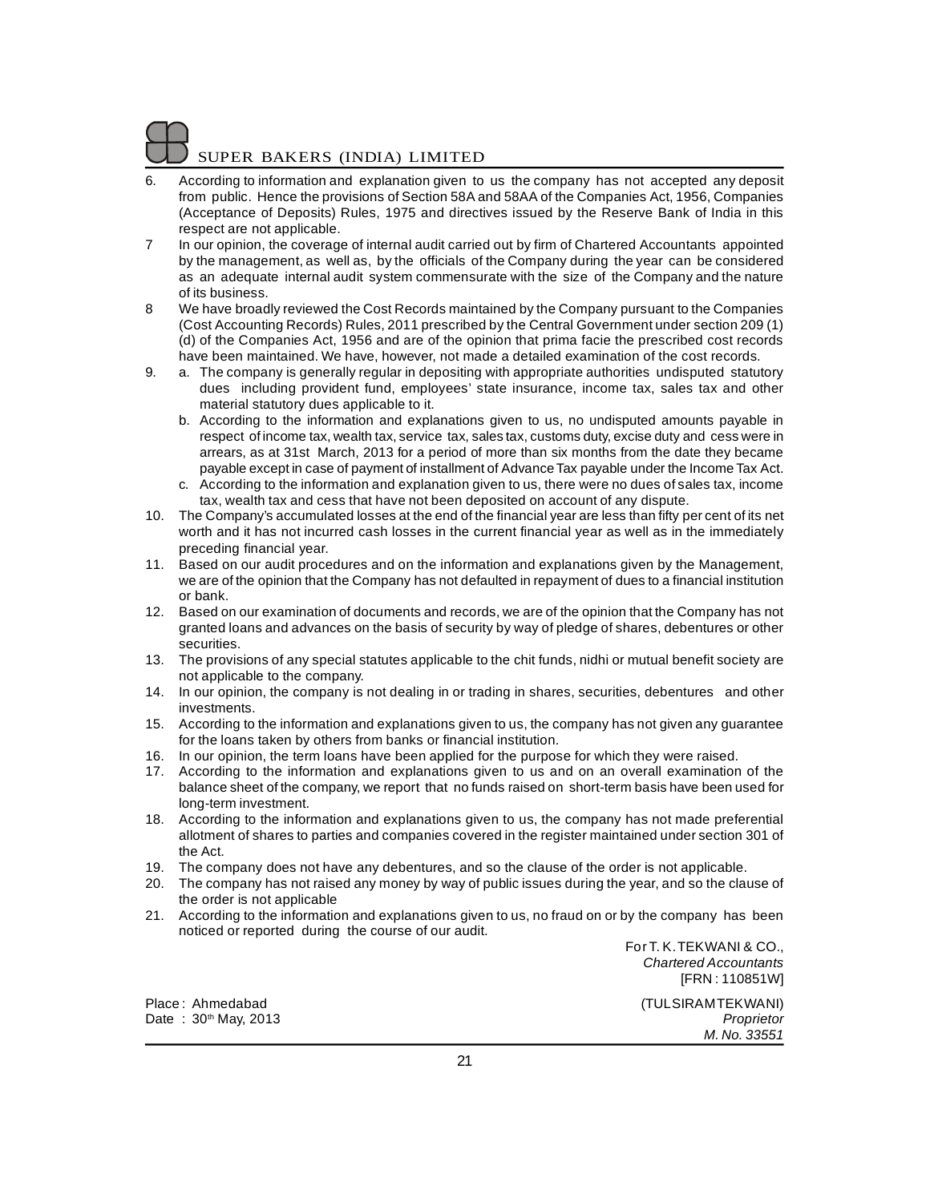6. According to information and explanation given to us the company has not accepted any deposit from public. Hence the provisions of Section 58A and 58AA of the Companies Act, 1956, Companies (Acceptance of Deposits) Rules, 1975 and directives issued by the Reserve Bank of India in this respect are not applicable.
7 In our opinion, the coverage of internal audit carried out by firm of Chartered Accountants appointed by the management, as well as, by the officials of the Company during the year can be considered as an adequate internal audit system commensurate with the size of the Company and the nature of its business.
8 We have broadly reviewed the Cost Records maintained by the Company pursuant to the Companies (Cost Accounting Records) Rules, 2011 prescribed by the Central Government under section 209 (1) (d) of the Companies Act, 1956 and are of the opinion that prima facie the prescribed cost records have been maintained. We have, however, not made a detailed examination of the cost records.
9. a. The company is generally regular in depositing with appropriate authorities undisputed statutory dues including provident fund, employees' state insurance, income tax, sales tax and other material statutory dues applicable to it.
   b. According to the information and explanations given to us, no undisputed amounts payable in respect of income tax, wealth tax, service tax, sales tax, customs duty, excise duty and cess were in arrears, as at 31st March, 2013 for a period of more than six months from the date they became payable except in case of payment of installment of Advance Tax payable under the Income Tax Act.
   c. According to the information and explanation given to us, there were no dues of sales tax, income tax, wealth tax and cess that have not been deposited on account of any dispute.
10. The Company's accumulated losses at the end of the financial year are less than fifty per cent of its net worth and it has not incurred cash losses in the current financial year as well as in the immediately preceding financial year.
11. Based on our audit procedures and on the information and explanations given by the Management, we are of the opinion that the Company has not defaulted in repayment of dues to a financial institution or bank.
12. Based on our examination of documents and records, we are of the opinion that the Company has not granted loans and advances on the basis of security by way of pledge of shares, debentures or other securities.
13. The provisions of any special statutes applicable to the chit funds, nidhi or mutual benefit society are not applicable to the company.
14. In our opinion, the company is not dealing in or trading in shares, securities, debentures and other investments.
15. According to the information and explanations given to us, the company has not given any guarantee for the loans taken by others from banks or financial institution.
16. In our opinion, the term loans have been applied for the purpose for which they were raised.
17. According to the information and explanations given to us and on an overall examination of the balance sheet of the company, we report that no funds raised on short-term basis have been used for long-term investment.
18. According to the information and explanations given to us, the company has not made preferential allotment of shares to parties and companies covered in the register maintained under section 301 of the Act.
19. The company does not have any debentures, and so the clause of the order is not applicable.
20. The company has not raised any money by way of public issues during the year, and so the clause of the order is not applicable
21. According to the information and explanations given to us, no fraud on or by the company has been noticed or reported during the course of our audit.

For T. K. TEKWANI & CO.,
*Chartered Accountants*
[FRN : 110851W]

Place : Ahmedabad
Date : 30th May, 2013

(TULSIRAM TEKWANI)
*Proprietor*
*M. No. 33551*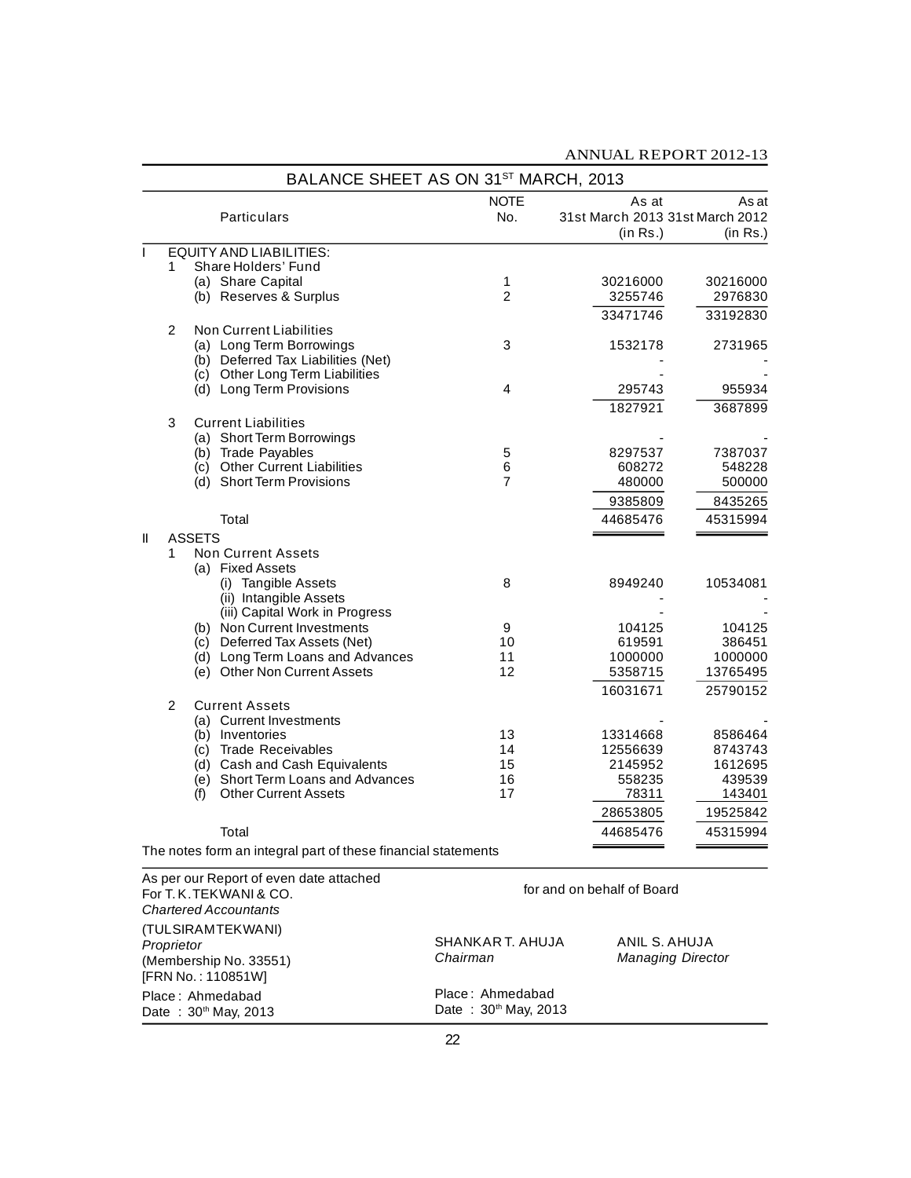# BALANCE SHEET AS ON 31ST MARCH, 2013

| | Particulars | NOTE No. | As at 31st March 2013 (in Rs.) | As at 31st March 2012 (in Rs.) |
|---|---|---|---|---|
| I | EQUITY AND LIABILITIES: | | | |
| | 1 Share Holders' Fund | | | |
| | (a) Share Capital | 1 | 30216000 | 30216000 |
| | (b) Reserves & Surplus | 2 | 3255746 | 2976830 |
| | | | 33471746 | 33192830 |
| | 2 Non Current Liabilities | | | |
| | (a) Long Term Borrowings | 3 | 1532178 | 2731965 |
| | (b) Deferred Tax Liabilities (Net) | | - | - |
| | (c) Other Long Term Liabilities | | - | - |
| | (d) Long Term Provisions | 4 | 295743 | 955934 |
| | | | 1827921 | 3687899 |
| | 3 Current Liabilities | | | |
| | (a) Short Term Borrowings | | - | - |
| | (b) Trade Payables | 5 | 8297537 | 7387037 |
| | (c) Other Current Liabilities | 6 | 608272 | 548228 |
| | (d) Short Term Provisions | 7 | 480000 | 500000 |
| | | | 9385809 | 8435265 |
| | Total | | 44685476 | 45315994 |
| II | ASSETS | | | |
| | 1 Non Current Assets | | | |
| | (a) Fixed Assets | | | |
| | (i) Tangible Assets | 8 | 8949240 | 10534081 |
| | (ii) Intangible Assets | | - | - |
| | (iii) Capital Work in Progress | | - | - |
| | (b) Non Current Investments | 9 | 104125 | 104125 |
| | (c) Deferred Tax Assets (Net) | 10 | 619591 | 386451 |
| | (d) Long Term Loans and Advances | 11 | 1000000 | 1000000 |
| | (e) Other Non Current Assets | 12 | 5358715 | 13765495 |
| | | | 16031671 | 25790152 |
| | 2 Current Assets | | | |
| | (a) Current Investments | | - | - |
| | (b) Inventories | 13 | 13314668 | 8586464 |
| | (c) Trade Receivables | 14 | 12556639 | 8743743 |
| | (d) Cash and Cash Equivalents | 15 | 2145952 | 1612695 |
| | (e) Short Term Loans and Advances | 16 | 558235 | 439539 |
| | (f) Other Current Assets | 17 | 78311 | 143401 |
| | | | 28653805 | 19525842 |
| | Total | | 44685476 | 45315994 |

The notes form an integral part of these financial statements

As per our Report of even date attached
For T. K. TEKWANI & CO.
*Chartered Accountants*

(TULSIRAM TEKWANI)
*Proprietor*
(Membership No. 33551)
[FRN No. : 110851W]

Place : Ahmedabad
Date : 30th May, 2013

for and on behalf of Board

SHANKAR T. AHUJA
*Chairman*

ANIL S. AHUJA
*Managing Director*

Place : Ahmedabad
Date : 30th May, 2013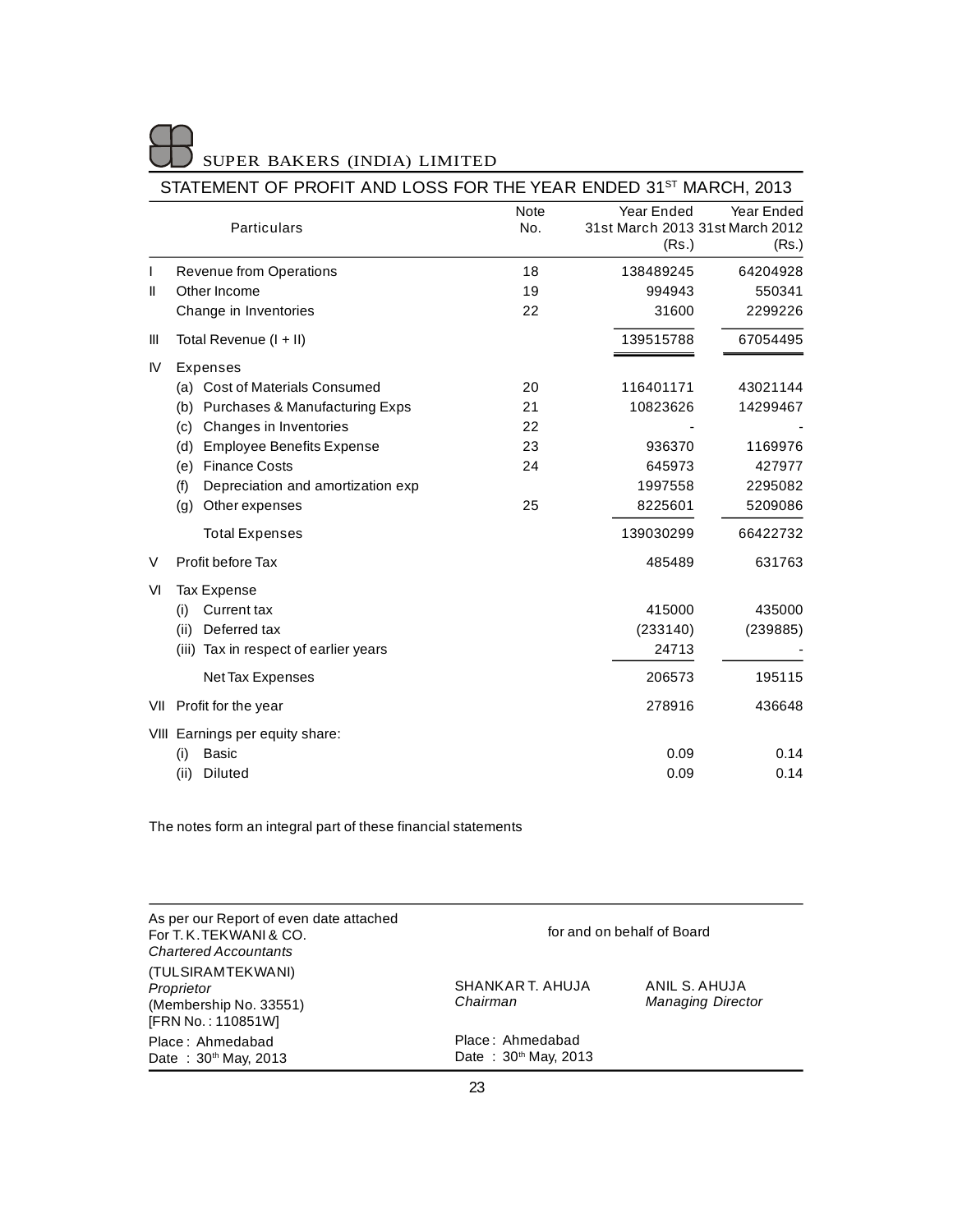SUPER BAKERS (INDIA) LIMITED

## STATEMENT OF PROFIT AND LOSS FOR THE YEAR ENDED 31ST MARCH, 2013

| | Particulars | Note No. | Year Ended 31st March 2013 (Rs.) | Year Ended 31st March 2012 (Rs.) |
|---|---|---|---|---|
| I | Revenue from Operations | 18 | 138489245 | 64204928 |
| II | Other Income | 19 | 994943 | 550341 |
| | Change in Inventories | 22 | 31600 | 2299226 |
| III | Total Revenue (I + II) | | 139515788 | 67054495 |
| IV | Expenses | | | |
| | (a) Cost of Materials Consumed | 20 | 116401171 | 43021144 |
| | (b) Purchases & Manufacturing Exps | 21 | 10823626 | 14299467 |
| | (c) Changes in Inventories | 22 | - | - |
| | (d) Employee Benefits Expense | 23 | 936370 | 1169976 |
| | (e) Finance Costs | 24 | 645973 | 427977 |
| | (f) Depreciation and amortization exp | | 1997558 | 2295082 |
| | (g) Other expenses | 25 | 8225601 | 5209086 |
| | Total Expenses | | 139030299 | 66422732 |
| V | Profit before Tax | | 485489 | 631763 |
| VI | Tax Expense | | | |
| | (i) Current tax | | 415000 | 435000 |
| | (ii) Deferred tax | | (233140) | (239885) |
| | (iii) Tax in respect of earlier years | | 24713 | - |
| | Net Tax Expenses | | 206573 | 195115 |
| VII | Profit for the year | | 278916 | 436648 |
| VIII | Earnings per equity share: | | | |
| | (i) Basic | | 0.09 | 0.14 |
| | (ii) Diluted | | 0.09 | 0.14 |

The notes form an integral part of these financial statements

As per our Report of even date attached
For T. K. TEKWANI & CO.
*Chartered Accountants*

(TULSIRAM TEKWANI)
*Proprietor*
(Membership No. 33551)
[FRN No. : 110851W]

Place : Ahmedabad
Date : 30th May, 2013

for and on behalf of Board

SHANKAR T. AHUJA
*Chairman*

ANIL S. AHUJA
*Managing Director*

Place : Ahmedabad
Date : 30th May, 2013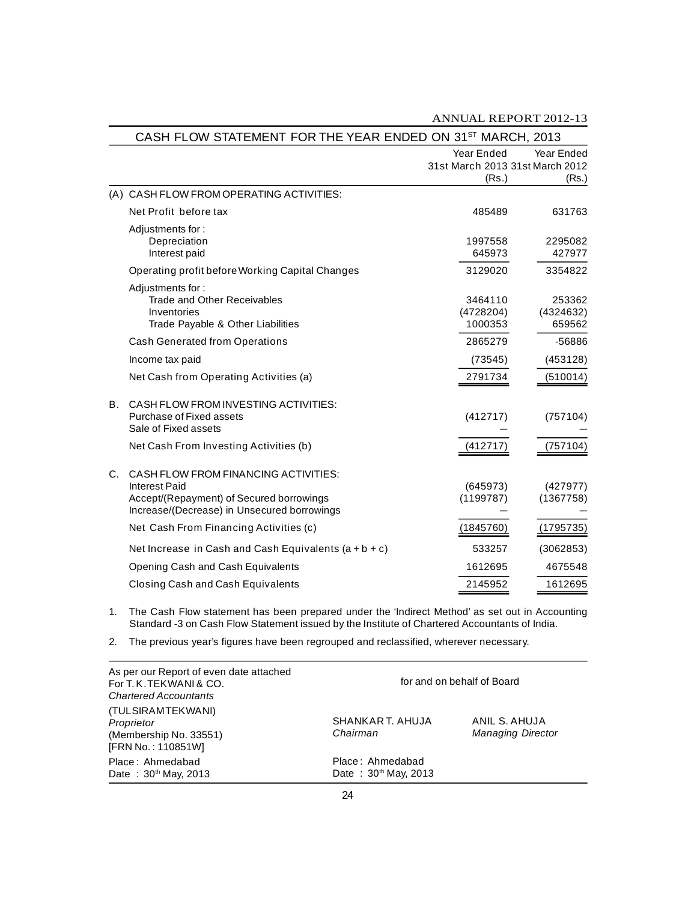## CASH FLOW STATEMENT FOR THE YEAR ENDED ON 31ST MARCH, 2013

| | | Year Ended 31st March 2013 (Rs.) | Year Ended 31st March 2012 (Rs.) |
|---|---|---|---|
| (A) | CASH FLOW FROM OPERATING ACTIVITIES: | | |
| | Net Profit before tax | 485489 | 631763 |
| | Adjustments for : | | |
| | Depreciation | 1997558 | 2295082 |
| | Interest paid | 645973 | 427977 |
| | Operating profit before Working Capital Changes | 3129020 | 3354822 |
| | Adjustments for : | | |
| | Trade and Other Receivables | 3464110 | 253362 |
| | Inventories | (4728204) | (4324632) |
| | Trade Payable & Other Liabilities | 1000353 | 659562 |
| | Cash Generated from Operations | 2865279 | -56886 |
| | Income tax paid | (73545) | (453128) |
| | Net Cash from Operating Activities (a) | 2791734 | (510014) |
| B. | CASH FLOW FROM INVESTING ACTIVITIES: | | |
| | Purchase of Fixed assets | (412717) | (757104) |
| | Sale of Fixed assets | — | — |
| | Net Cash From Investing Activities (b) | (412717) | (757104) |
| C. | CASH FLOW FROM FINANCING ACTIVITIES: | | |
| | Interest Paid | (645973) | (427977) |
| | Accept/(Repayment) of Secured borrowings | (1199787) | (1367758) |
| | Increase/(Decrease) in Unsecured borrowings | — | — |
| | Net Cash From Financing Activities (c) | (1845760) | (1795735) |
| | Net Increase in Cash and Cash Equivalents (a + b + c) | 533257 | (3062853) |
| | Opening Cash and Cash Equivalents | 1612695 | 4675548 |
| | Closing Cash and Cash Equivalents | 2145952 | 1612695 |

1. The Cash Flow statement has been prepared under the 'Indirect Method' as set out in Accounting Standard -3 on Cash Flow Statement issued by the Institute of Chartered Accountants of India.
2. The previous year's figures have been regrouped and reclassified, wherever necessary.

As per our Report of even date attached
For T. K. TEKWANI & CO.
*Chartered Accountants*

(TULSIRAM TEKWANI)
*Proprietor*
(Membership No. 33551)
[FRN No. : 110851W]

Place : Ahmedabad
Date : 30th May, 2013

for and on behalf of Board

SHANKAR T. AHUJA
*Chairman*

ANIL S. AHUJA
*Managing Director*

Place : Ahmedabad
Date : 30th May, 2013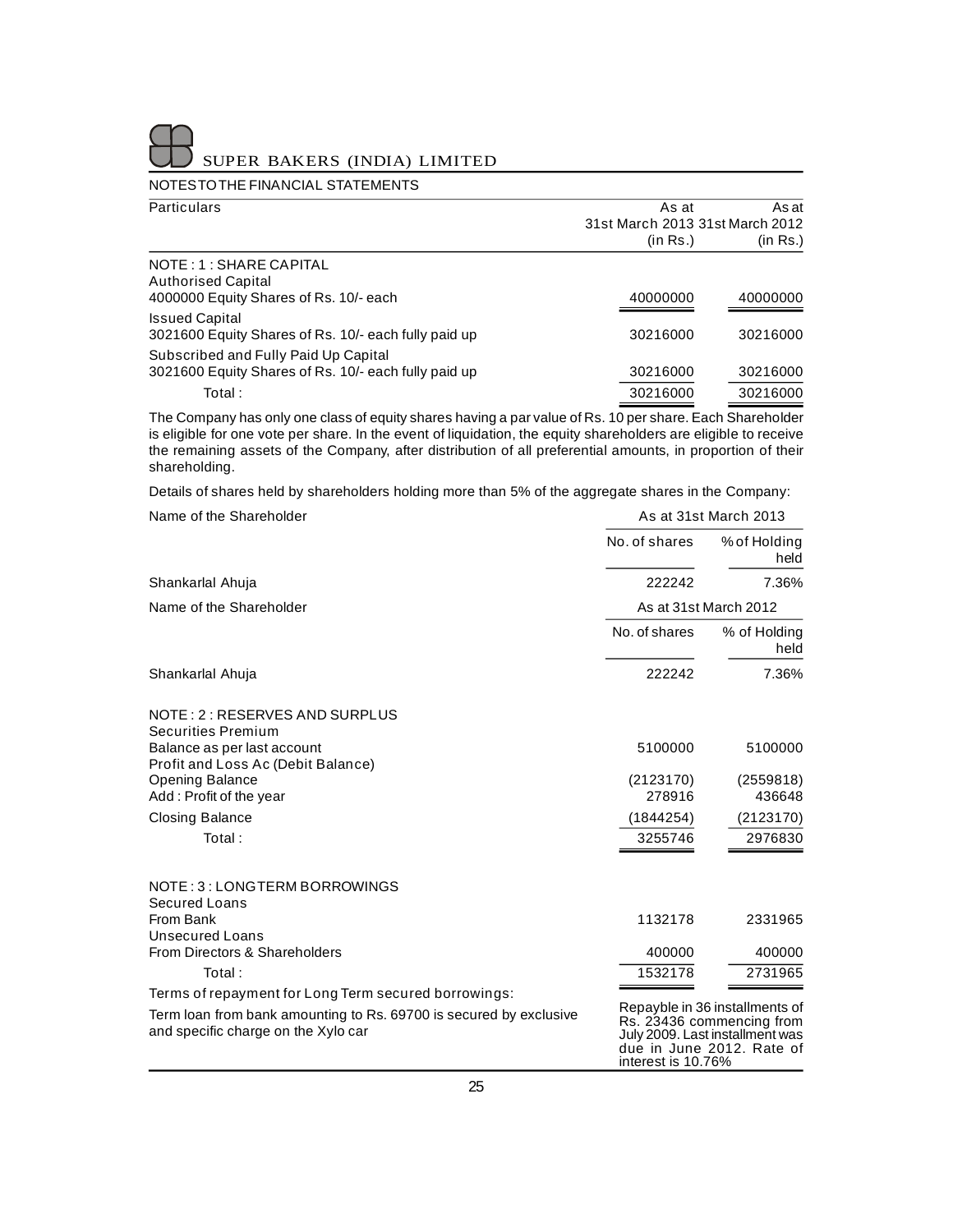SUPER BAKERS (INDIA) LIMITED

NOTES TO THE FINANCIAL STATEMENTS

| Particulars | As at 31st March 2013 (in Rs.) | As at 31st March 2012 (in Rs.) |
|---|---|---|
| **NOTE : 1 : SHARE CAPITAL** | | |
| Authorised Capital | | |
| 4000000 Equity Shares of Rs. 10/- each | 40000000 | 40000000 |
| Issued Capital | | |
| 3021600 Equity Shares of Rs. 10/- each fully paid up | 30216000 | 30216000 |
| Subscribed and Fully Paid Up Capital | | |
| 3021600 Equity Shares of Rs. 10/- each fully paid up | 30216000 | 30216000 |
| Total : | 30216000 | 30216000 |

The Company has only one class of equity shares having a par value of Rs. 10 per share. Each Shareholder is eligible for one vote per share. In the event of liquidation, the equity shareholders are eligible to receive the remaining assets of the Company, after distribution of all preferential amounts, in proportion of their shareholding.

Details of shares held by shareholders holding more than 5% of the aggregate shares in the Company:

| Name of the Shareholder | As at 31st March 2013 | |
|---|---|---|
| | No. of shares | % of Holding held |
| Shankarlal Ahuja | 222242 | 7.36% |

| Name of the Shareholder | As at 31st March 2012 | |
|---|---|---|
| | No. of shares | % of Holding held |
| Shankarlal Ahuja | 222242 | 7.36% |

| Particulars | As at 31st March 2013 (in Rs.) | As at 31st March 2012 (in Rs.) |
|---|---|---|
| **NOTE : 2 : RESERVES AND SURPLUS** | | |
| Securities Premium | | |
| Balance as per last account | 5100000 | 5100000 |
| Profit and Loss Ac (Debit Balance) | | |
| Opening Balance | (2123170) | (2559818) |
| Add : Profit of the year | 278916 | 436648 |
| Closing Balance | (1844254) | (2123170) |
| Total : | 3255746 | 2976830 |
| **NOTE : 3 : LONGTERM BORROWINGS** | | |
| Secured Loans | | |
| From Bank | 1132178 | 2331965 |
| Unsecured Loans | | |
| From Directors & Shareholders | 400000 | 400000 |
| Total : | 1532178 | 2731965 |

Terms of repayment for Long Term secured borrowings:

| | |
|---|---|
| Term loan from bank amounting to Rs. 69700 is secured by exclusive and specific charge on the Xylo car | Repayble in 36 installments of Rs. 23436 commencing from July 2009. Last installment was due in June 2012. Rate of interest is 10.76% |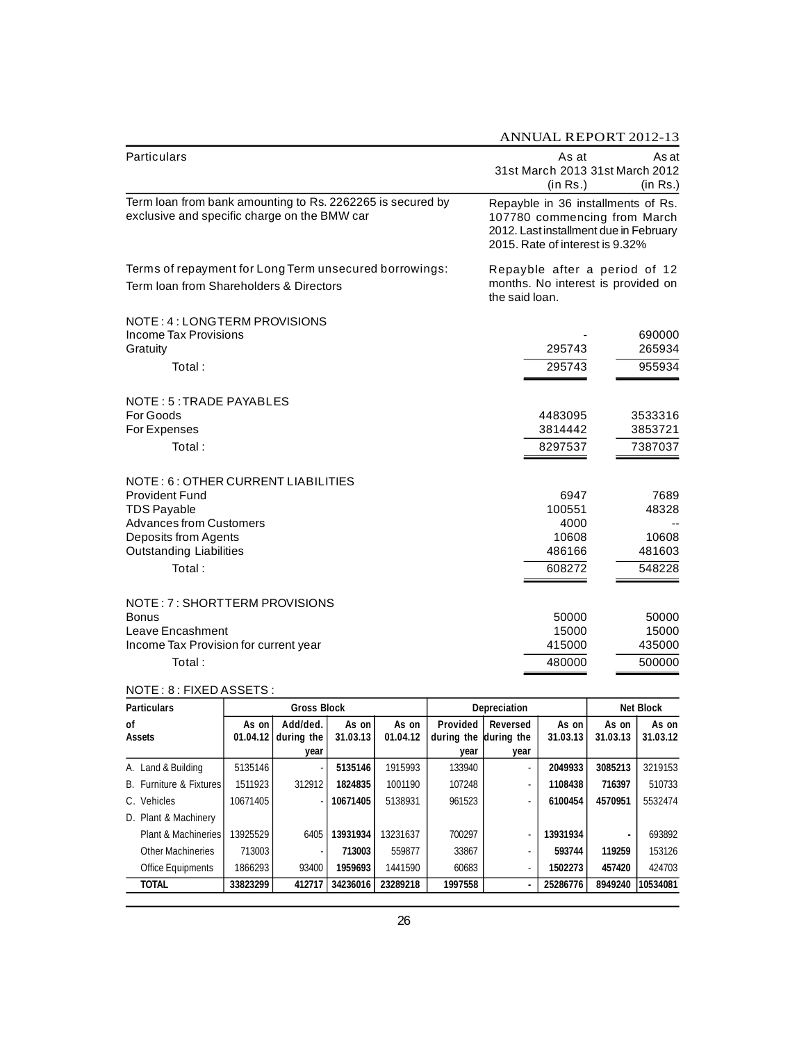| Particulars | As at 31st March 2013 (in Rs.) | As at 31st March 2012 (in Rs.) |
|---|---|---|
| Term loan from bank amounting to Rs. 2262265 is secured by exclusive and specific charge on the BMW car | Repayble in 36 installments of Rs. 107780 commencing from March 2012. Last installment due in February 2015. Rate of interest is 9.32% | |
| Terms of repayment for Long Term unsecured borrowings: Term loan from Shareholders & Directors | Repayble after a period of 12 months. No interest is provided on the said loan. | |

**NOTE : 4 : LONGTERM PROVISIONS**

| | | |
|---|---|---|
| Income Tax Provisions | - | 690000 |
| Gratuity | 295743 | 265934 |
| Total : | 295743 | 955934 |

**NOTE : 5 : TRADE PAYABLES**

| | | |
|---|---|---|
| For Goods | 4483095 | 3533316 |
| For Expenses | 3814442 | 3853721 |
| Total : | 8297537 | 7387037 |

**NOTE : 6 : OTHER CURRENT LIABILITIES**

| | | |
|---|---|---|
| Provident Fund | 6947 | 7689 |
| TDS Payable | 100551 | 48328 |
| Advances from Customers | 4000 | -- |
| Deposits from Agents | 10608 | 10608 |
| Outstanding Liabilities | 486166 | 481603 |
| Total : | 608272 | 548228 |

**NOTE : 7 : SHORTTERM PROVISIONS**

| | | |
|---|---|---|
| Bonus | 50000 | 50000 |
| Leave Encashment | 15000 | 15000 |
| Income Tax Provision for current year | 415000 | 435000 |
| Total : | 480000 | 500000 |

**NOTE : 8 : FIXED ASSETS :**

| Particulars | Gross Block | | | Depreciation | | | | Net Block | |
|---|---|---|---|---|---|---|---|---|---|
| of Assets | As on 01.04.12 | Add/ded. during the year | As on 31.03.13 | As on 01.04.12 | Provided during the year | Reversed during the year | As on 31.03.13 | As on 31.03.13 | As on 31.03.12 |
| A. Land & Building | 5135146 | - | **5135146** | 1915993 | 133940 | - | **2049933** | **3085213** | 3219153 |
| B. Furniture & Fixtures | 1511923 | 312912 | **1824835** | 1001190 | 107248 | - | **1108438** | **716397** | 510733 |
| C. Vehicles | 10671405 | - | **10671405** | 5138931 | 961523 | - | **6100454** | **4570951** | 5532474 |
| D. Plant & Machinery | | | | | | | | | |
| Plant & Machineries | 13925529 | 6405 | **13931934** | 13231637 | 700297 | - | **13931934** | **-** | 693892 |
| Other Machineries | 713003 | - | **713003** | 559877 | 33867 | - | **593744** | **119259** | 153126 |
| Office Equipments | 1866293 | 93400 | **1959693** | 1441590 | 60683 | - | **1502273** | **457420** | 424703 |
| **TOTAL** | **33823299** | **412717** | **34236016** | **23289218** | **1997558** | **-** | **25286776** | **8949240** | **10534081** |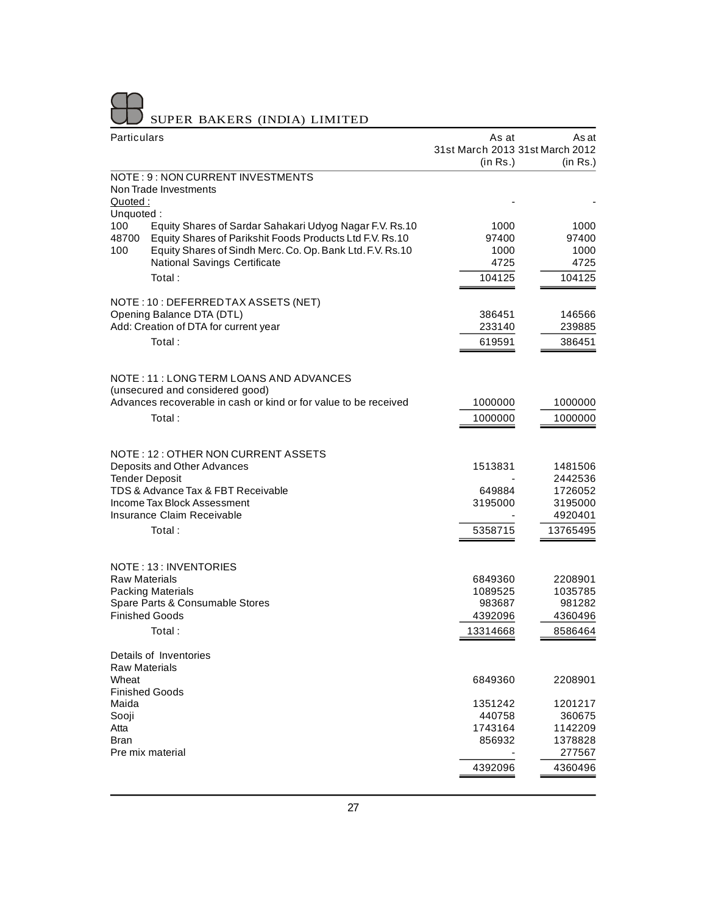| Particulars | As at 31st March 2013 (in Rs.) | As at 31st March 2012 (in Rs.) |
|---|---|---|
| **NOTE : 9 : NON CURRENT INVESTMENTS** | | |
| Non Trade Investments | | |
| Quoted : | - | - |
| Unquoted : | | |
| 100 Equity Shares of Sardar Sahakari Udyog Nagar F.V. Rs.10 | 1000 | 1000 |
| 48700 Equity Shares of Parikshit Foods Products Ltd F.V. Rs.10 | 97400 | 97400 |
| 100 Equity Shares of Sindh Merc. Co. Op. Bank Ltd. F.V. Rs.10 | 1000 | 1000 |
| National Savings Certificate | 4725 | 4725 |
| Total : | 104125 | 104125 |
| **NOTE : 10 : DEFERRED TAX ASSETS (NET)** | | |
| Opening Balance DTA (DTL) | 386451 | 146566 |
| Add: Creation of DTA for current year | 233140 | 239885 |
| Total : | 619591 | 386451 |
| **NOTE : 11 : LONG TERM LOANS AND ADVANCES** | | |
| (unsecured and considered good) | | |
| Advances recoverable in cash or kind or for value to be received | 1000000 | 1000000 |
| Total : | 1000000 | 1000000 |
| **NOTE : 12 : OTHER NON CURRENT ASSETS** | | |
| Deposits and Other Advances | 1513831 | 1481506 |
| Tender Deposit | - | 2442536 |
| TDS & Advance Tax & FBT Receivable | 649884 | 1726052 |
| Income Tax Block Assessment | 3195000 | 3195000 |
| Insurance Claim Receivable | - | 4920401 |
| Total : | 5358715 | 13765495 |
| **NOTE : 13 : INVENTORIES** | | |
| Raw Materials | 6849360 | 2208901 |
| Packing Materials | 1089525 | 1035785 |
| Spare Parts & Consumable Stores | 983687 | 981282 |
| Finished Goods | 4392096 | 4360496 |
| Total : | 13314668 | 8586464 |
| Details of Inventories | | |
| Raw Materials | | |
| Wheat | 6849360 | 2208901 |
| Finished Goods | | |
| Maida | 1351242 | 1201217 |
| Sooji | 440758 | 360675 |
| Atta | 1743164 | 1142209 |
| Bran | 856932 | 1378828 |
| Pre mix material | - | 277567 |
| | 4392096 | 4360496 |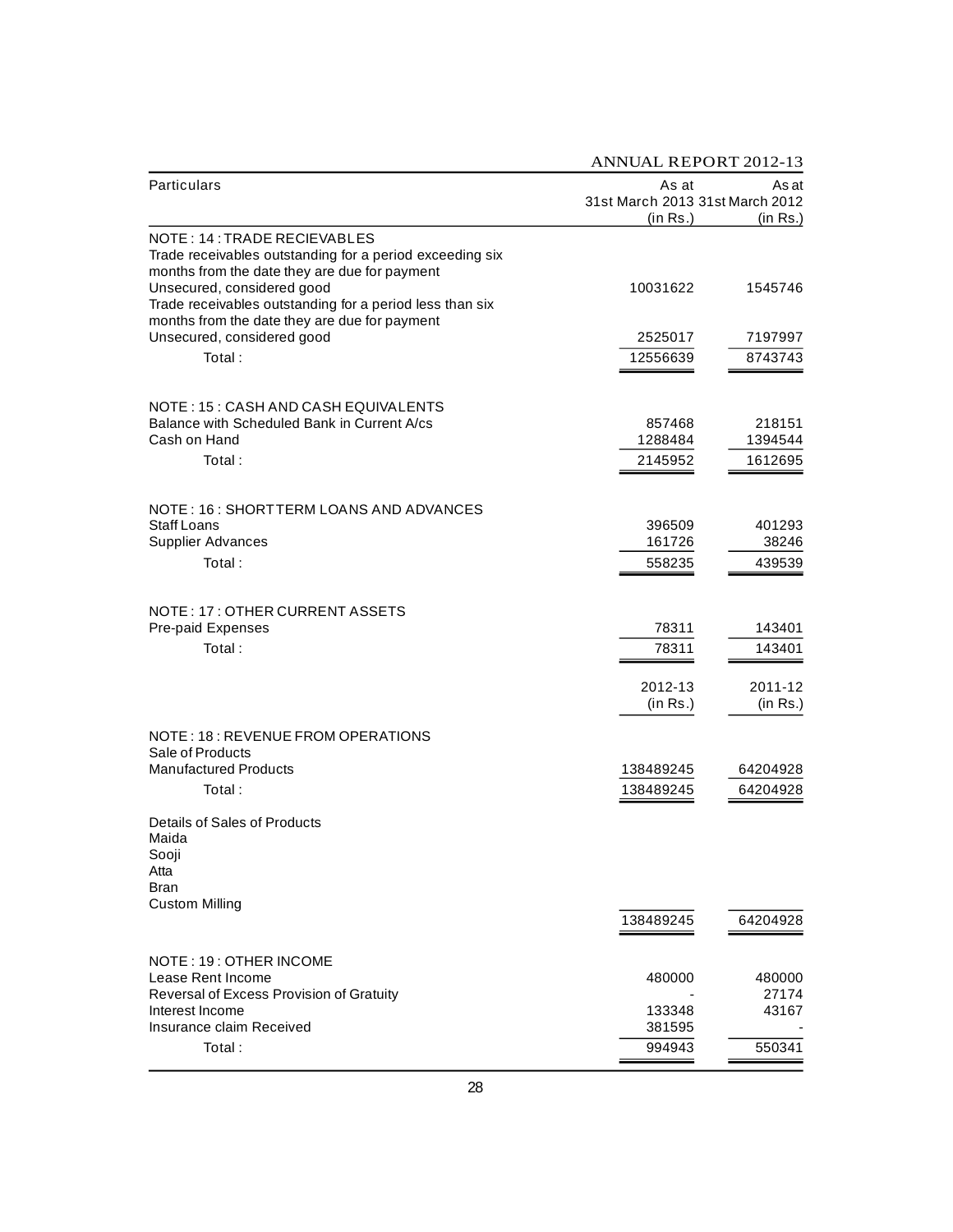| Particulars | As at 31st March 2013 (in Rs.) | As at 31st March 2012 (in Rs.) |
|---|---|---|
| **NOTE : 14 : TRADE RECIEVABLES** | | |
| Trade receivables outstanding for a period exceeding six months from the date they are due for payment | | |
| Unsecured, considered good | 10031622 | 1545746 |
| Trade receivables outstanding for a period less than six months from the date they are due for payment | | |
| Unsecured, considered good | 2525017 | 7197997 |
| Total : | 12556639 | 8743743 |
| **NOTE : 15 : CASH AND CASH EQUIVALENTS** | | |
| Balance with Scheduled Bank in Current A/cs | 857468 | 218151 |
| Cash on Hand | 1288484 | 1394544 |
| Total : | 2145952 | 1612695 |
| **NOTE : 16 : SHORTTERM LOANS AND ADVANCES** | | |
| Staff Loans | 396509 | 401293 |
| Supplier Advances | 161726 | 38246 |
| Total : | 558235 | 439539 |
| **NOTE : 17 : OTHER CURRENT ASSETS** | | |
| Pre-paid Expenses | 78311 | 143401 |
| Total : | 78311 | 143401 |

| Particulars | 2012-13 (in Rs.) | 2011-12 (in Rs.) |
|---|---|---|
| **NOTE : 18 : REVENUE FROM OPERATIONS** | | |
| Sale of Products | | |
| Manufactured Products | 138489245 | 64204928 |
| Total : | 138489245 | 64204928 |
| Details of Sales of Products | | |
| Maida | | |
| Sooji | | |
| Atta | | |
| Bran | | |
| Custom Milling | | |
| | 138489245 | 64204928 |
| **NOTE : 19 : OTHER INCOME** | | |
| Lease Rent Income | 480000 | 480000 |
| Reversal of Excess Provision of Gratuity | - | 27174 |
| Interest Income | 133348 | 43167 |
| Insurance claim Received | 381595 | - |
| Total : | 994943 | 550341 |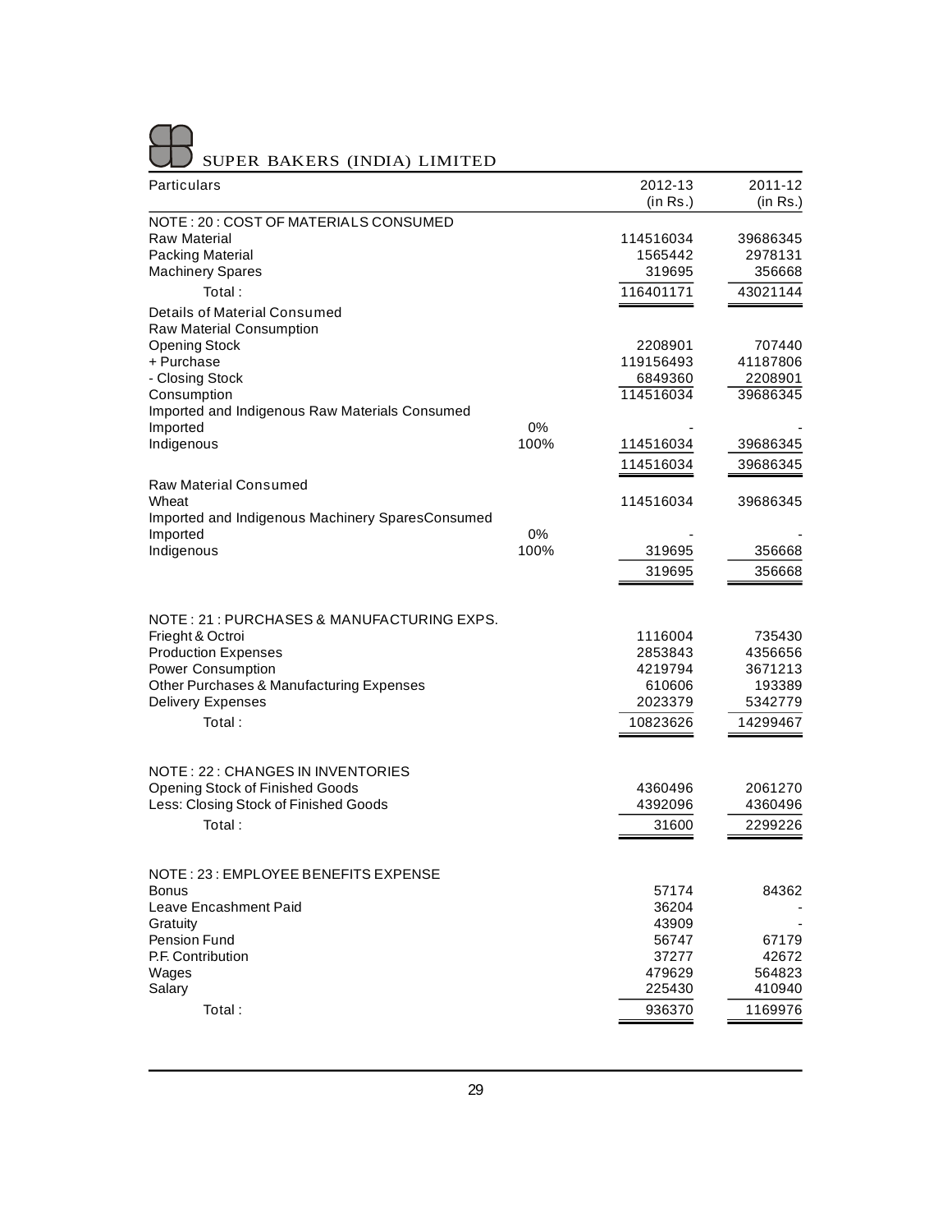| Particulars | | 2012-13 (in Rs.) | 2011-12 (in Rs.) |
|---|---|---|---|
| **NOTE : 20 : COST OF MATERIALS CONSUMED** | | | |
| Raw Material | | 114516034 | 39686345 |
| Packing Material | | 1565442 | 2978131 |
| Machinery Spares | | 319695 | 356668 |
| Total : | | 116401171 | 43021144 |
| Details of Material Consumed | | | |
| Raw Material Consumption | | | |
| Opening Stock | | 2208901 | 707440 |
| + Purchase | | 119156493 | 41187806 |
| - Closing Stock | | 6849360 | 2208901 |
| Consumption | | 114516034 | 39686345 |
| Imported and Indigenous Raw Materials Consumed | | | |
| Imported | 0% | - | - |
| Indigenous | 100% | 114516034 | 39686345 |
| | | 114516034 | 39686345 |
| Raw Material Consumed | | | |
| Wheat | | 114516034 | 39686345 |
| Imported and Indigenous Machinery SparesConsumed | | | |
| Imported | 0% | - | - |
| Indigenous | 100% | 319695 | 356668 |
| | | 319695 | 356668 |
| **NOTE : 21 : PURCHASES & MANUFACTURING EXPS.** | | | |
| Frieght & Octroi | | 1116004 | 735430 |
| Production Expenses | | 2853843 | 4356656 |
| Power Consumption | | 4219794 | 3671213 |
| Other Purchases & Manufacturing Expenses | | 610606 | 193389 |
| Delivery Expenses | | 2023379 | 5342779 |
| Total : | | 10823626 | 14299467 |
| **NOTE : 22 : CHANGES IN INVENTORIES** | | | |
| Opening Stock of Finished Goods | | 4360496 | 2061270 |
| Less: Closing Stock of Finished Goods | | 4392096 | 4360496 |
| Total : | | 31600 | 2299226 |
| **NOTE : 23 : EMPLOYEE BENEFITS EXPENSE** | | | |
| Bonus | | 57174 | 84362 |
| Leave Encashment Paid | | 36204 | - |
| Gratuity | | 43909 | - |
| Pension Fund | | 56747 | 67179 |
| P.F. Contribution | | 37277 | 42672 |
| Wages | | 479629 | 564823 |
| Salary | | 225430 | 410940 |
| Total : | | 936370 | 1169976 |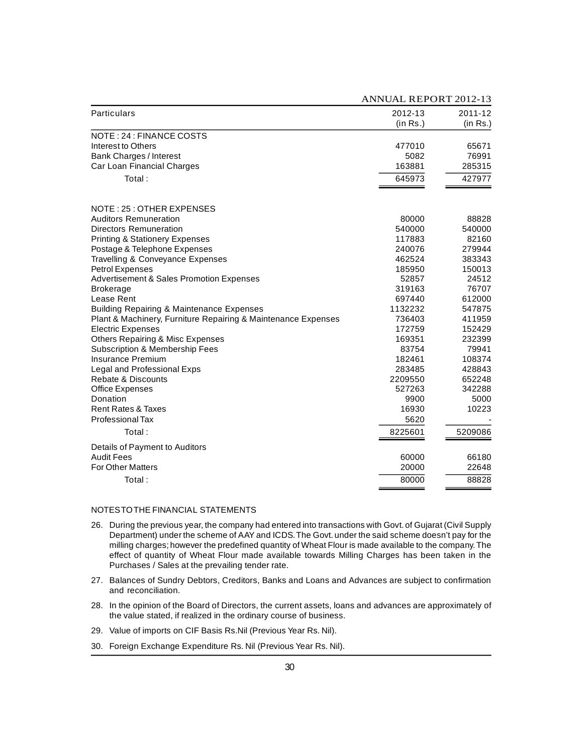| Particulars | 2012-13 (in Rs.) | 2011-12 (in Rs.) |
|---|---|---|
| NOTE : 24 : FINANCE COSTS | | |
| Interest to Others | 477010 | 65671 |
| Bank Charges / Interest | 5082 | 76991 |
| Car Loan Financial Charges | 163881 | 285315 |
| Total : | 645973 | 427977 |
| | | |
| NOTE : 25 : OTHER EXPENSES | | |
| Auditors Remuneration | 80000 | 88828 |
| Directors Remuneration | 540000 | 540000 |
| Printing & Stationery Expenses | 117883 | 82160 |
| Postage & Telephone Expenses | 240076 | 279944 |
| Travelling & Conveyance Expenses | 462524 | 383343 |
| Petrol Expenses | 185950 | 150013 |
| Advertisement & Sales Promotion Expenses | 52857 | 24512 |
| Brokerage | 319163 | 76707 |
| Lease Rent | 697440 | 612000 |
| Building Repairing & Maintenance Expenses | 1132232 | 547875 |
| Plant & Machinery, Furniture Repairing & Maintenance Expenses | 736403 | 411959 |
| Electric Expenses | 172759 | 152429 |
| Others Repairing & Misc Expenses | 169351 | 232399 |
| Subscription & Membership Fees | 83754 | 79941 |
| Insurance Premium | 182461 | 108374 |
| Legal and Professional Exps | 283485 | 428843 |
| Rebate & Discounts | 2209550 | 652248 |
| Office Expenses | 527263 | 342288 |
| Donation | 9900 | 5000 |
| Rent Rates & Taxes | 16930 | 10223 |
| Professional Tax | 5620 | - |
| Total : | 8225601 | 5209086 |
| Details of Payment to Auditors | | |
| Audit Fees | 60000 | 66180 |
| For Other Matters | 20000 | 22648 |
| Total : | 80000 | 88828 |

NOTES TO THE FINANCIAL STATEMENTS

26. During the previous year, the company had entered into transactions with Govt. of Gujarat (Civil Supply Department) under the scheme of AAY and ICDS. The Govt. under the said scheme doesn't pay for the milling charges; however the predefined quantity of Wheat Flour is made available to the company. The effect of quantity of Wheat Flour made available towards Milling Charges has been taken in the Purchases / Sales at the prevailing tender rate.

27. Balances of Sundry Debtors, Creditors, Banks and Loans and Advances are subject to confirmation and reconciliation.

28. In the opinion of the Board of Directors, the current assets, loans and advances are approximately of the value stated, if realized in the ordinary course of business.

29. Value of imports on CIF Basis Rs.Nil (Previous Year Rs. Nil).

30. Foreign Exchange Expenditure Rs. Nil (Previous Year Rs. Nil).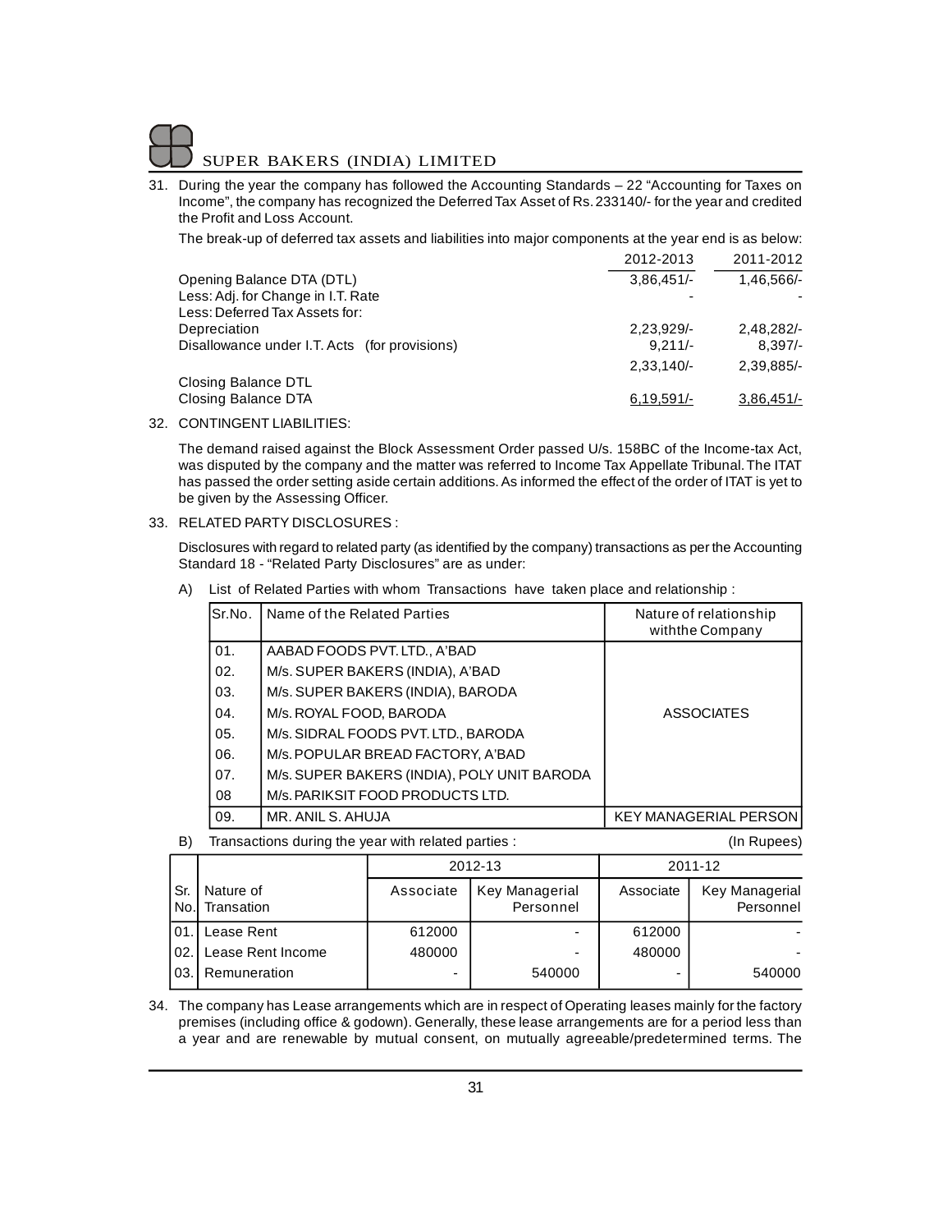31. During the year the company has followed the Accounting Standards – 22 "Accounting for Taxes on Income", the company has recognized the Deferred Tax Asset of Rs. 233140/- for the year and credited the Profit and Loss Account.

    The break-up of deferred tax assets and liabilities into major components at the year end is as below:

| | 2012-2013 | 2011-2012 |
|---|---|---|
| Opening Balance DTA (DTL) | 3,86,451/- | 1,46,566/- |
| Less: Adj. for Change in I.T. Rate | - | - |
| Less: Deferred Tax Assets for: | | |
| Depreciation | 2,23,929/- | 2,48,282/- |
| Disallowance under I.T. Acts (for provisions) | 9,211/- | 8,397/- |
| | 2,33,140/- | 2,39,885/- |
| Closing Balance DTL | | |
| Closing Balance DTA | 6,19,591/- | 3,86,451/- |

32. CONTINGENT LIABILITIES:

    The demand raised against the Block Assessment Order passed U/s. 158BC of the Income-tax Act, was disputed by the company and the matter was referred to Income Tax Appellate Tribunal. The ITAT has passed the order setting aside certain additions. As informed the effect of the order of ITAT is yet to be given by the Assessing Officer.

33. RELATED PARTY DISCLOSURES :

    Disclosures with regard to related party (as identified by the company) transactions as per the Accounting Standard 18 - "Related Party Disclosures" are as under:

    A) List of Related Parties with whom Transactions have taken place and relationship :

| Sr.No. | Name of the Related Parties | Nature of relationship withthe Company |
|---|---|---|
| 01. | AABAD FOODS PVT. LTD., A'BAD | ASSOCIATES |
| 02. | M/s. SUPER BAKERS (INDIA), A'BAD | |
| 03. | M/s. SUPER BAKERS (INDIA), BARODA | |
| 04. | M/s. ROYAL FOOD, BARODA | |
| 05. | M/s. SIDRAL FOODS PVT. LTD., BARODA | |
| 06. | M/s. POPULAR BREAD FACTORY, A'BAD | |
| 07. | M/s. SUPER BAKERS (INDIA), POLY UNIT BARODA | |
| 08 | M/s. PARIKSIT FOOD PRODUCTS LTD. | |
| 09. | MR. ANIL S. AHUJA | KEY MANAGERIAL PERSON |

    B) Transactions during the year with related parties : (In Rupees)

| Sr. No. | Nature of Transation | 2012-13 Associate | 2012-13 Key Managerial Personnel | 2011-12 Associate | 2011-12 Key Managerial Personnel |
|---|---|---|---|---|---|
| 01. | Lease Rent | 612000 | - | 612000 | - |
| 02. | Lease Rent Income | 480000 | - | 480000 | - |
| 03. | Remuneration | - | 540000 | - | 540000 |

34. The company has Lease arrangements which are in respect of Operating leases mainly for the factory premises (including office & godown). Generally, these lease arrangements are for a period less than a year and are renewable by mutual consent, on mutually agreeable/predetermined terms. The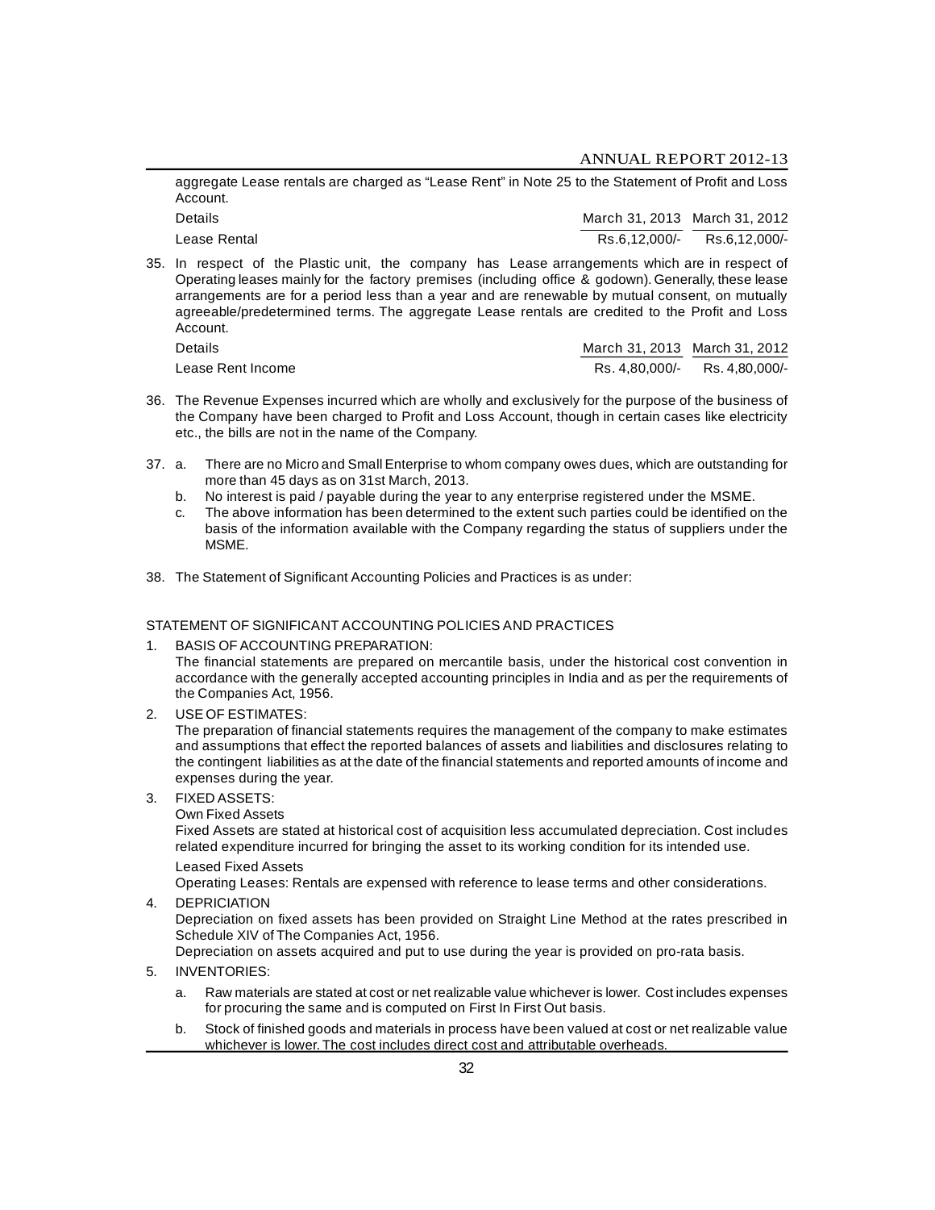aggregate Lease rentals are charged as "Lease Rent" in Note 25 to the Statement of Profit and Loss Account.

| Details | March 31, 2013 | March 31, 2012 |
|---|---|---|
| Lease Rental | Rs.6,12,000/- | Rs.6,12,000/- |

35. In respect of the Plastic unit, the company has Lease arrangements which are in respect of Operating leases mainly for the factory premises (including office & godown). Generally, these lease arrangements are for a period less than a year and are renewable by mutual consent, on mutually agreeable/predetermined terms. The aggregate Lease rentals are credited to the Profit and Loss Account.

| Details | March 31, 2013 | March 31, 2012 |
|---|---|---|
| Lease Rent Income | Rs. 4,80,000/- | Rs. 4,80,000/- |

36. The Revenue Expenses incurred which are wholly and exclusively for the purpose of the business of the Company have been charged to Profit and Loss Account, though in certain cases like electricity etc., the bills are not in the name of the Company.

37. a. There are no Micro and Small Enterprise to whom company owes dues, which are outstanding for more than 45 days as on 31st March, 2013.
    b. No interest is paid / payable during the year to any enterprise registered under the MSME.
    c. The above information has been determined to the extent such parties could be identified on the basis of the information available with the Company regarding the status of suppliers under the MSME.

38. The Statement of Significant Accounting Policies and Practices is as under:

## STATEMENT OF SIGNIFICANT ACCOUNTING POLICIES AND PRACTICES

1. BASIS OF ACCOUNTING PREPARATION:

   The financial statements are prepared on mercantile basis, under the historical cost convention in accordance with the generally accepted accounting principles in India and as per the requirements of the Companies Act, 1956.

2. USE OF ESTIMATES:

   The preparation of financial statements requires the management of the company to make estimates and assumptions that effect the reported balances of assets and liabilities and disclosures relating to the contingent liabilities as at the date of the financial statements and reported amounts of income and expenses during the year.

3. FIXED ASSETS:

   Own Fixed Assets

   Fixed Assets are stated at historical cost of acquisition less accumulated depreciation. Cost includes related expenditure incurred for bringing the asset to its working condition for its intended use.

   Leased Fixed Assets

   Operating Leases: Rentals are expensed with reference to lease terms and other considerations.

4. DEPRICIATION

   Depreciation on fixed assets has been provided on Straight Line Method at the rates prescribed in Schedule XIV of The Companies Act, 1956.

   Depreciation on assets acquired and put to use during the year is provided on pro-rata basis.

5. INVENTORIES:

   a. Raw materials are stated at cost or net realizable value whichever is lower. Cost includes expenses for procuring the same and is computed on First In First Out basis.

   b. Stock of finished goods and materials in process have been valued at cost or net realizable value whichever is lower. The cost includes direct cost and attributable overheads.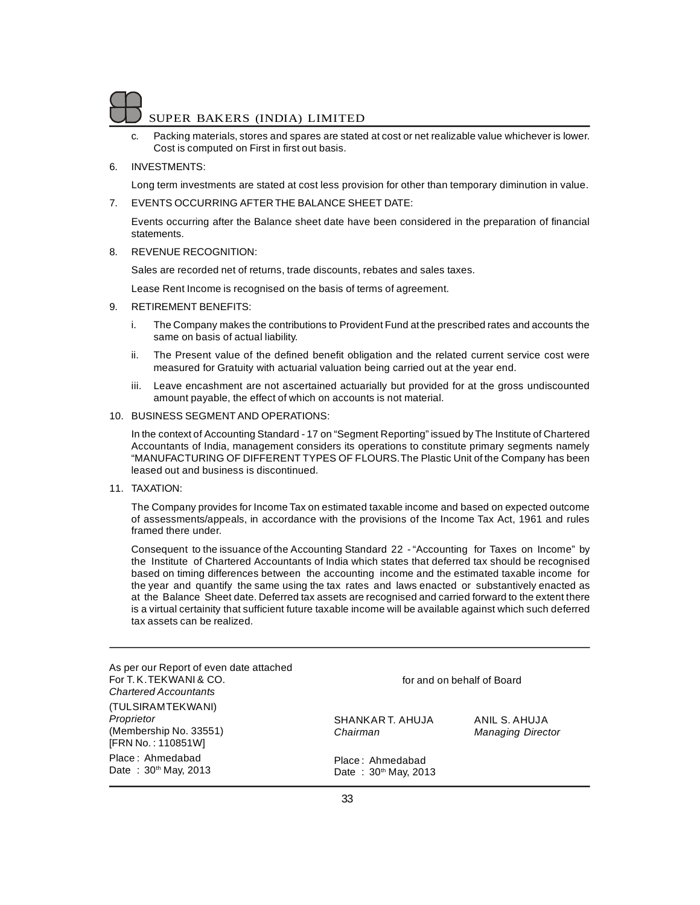c. Packing materials, stores and spares are stated at cost or net realizable value whichever is lower. Cost is computed on First in first out basis.

6. INVESTMENTS:

   Long term investments are stated at cost less provision for other than temporary diminution in value.

7. EVENTS OCCURRING AFTER THE BALANCE SHEET DATE:

   Events occurring after the Balance sheet date have been considered in the preparation of financial statements.

8. REVENUE RECOGNITION:

   Sales are recorded net of returns, trade discounts, rebates and sales taxes.

   Lease Rent Income is recognised on the basis of terms of agreement.

9. RETIREMENT BENEFITS:

   i. The Company makes the contributions to Provident Fund at the prescribed rates and accounts the same on basis of actual liability.

   ii. The Present value of the defined benefit obligation and the related current service cost were measured for Gratuity with actuarial valuation being carried out at the year end.

   iii. Leave encashment are not ascertained actuarially but provided for at the gross undiscounted amount payable, the effect of which on accounts is not material.

10. BUSINESS SEGMENT AND OPERATIONS:

    In the context of Accounting Standard - 17 on "Segment Reporting" issued by The Institute of Chartered Accountants of India, management considers its operations to constitute primary segments namely "MANUFACTURING OF DIFFERENT TYPES OF FLOURS. The Plastic Unit of the Company has been leased out and business is discontinued.

11. TAXATION:

    The Company provides for Income Tax on estimated taxable income and based on expected outcome of assessments/appeals, in accordance with the provisions of the Income Tax Act, 1961 and rules framed there under.

    Consequent to the issuance of the Accounting Standard 22 - "Accounting for Taxes on Income" by the Institute of Chartered Accountants of India which states that deferred tax should be recognised based on timing differences between the accounting income and the estimated taxable income for the year and quantify the same using the tax rates and laws enacted or substantively enacted as at the Balance Sheet date. Deferred tax assets are recognised and carried forward to the extent there is a virtual certainity that sufficient future taxable income will be available against which such deferred tax assets can be realized.

---

As per our Report of even date attached
For T. K. TEKWANI & CO.
*Chartered Accountants*

(TULSIRAM TEKWANI)
*Proprietor*
(Membership No. 33551)
[FRN No. : 110851W]

Place : Ahmedabad
Date : 30th May, 2013

for and on behalf of Board

SHANKAR T. AHUJA
*Chairman*

ANIL S. AHUJA
*Managing Director*

Place : Ahmedabad
Date : 30th May, 2013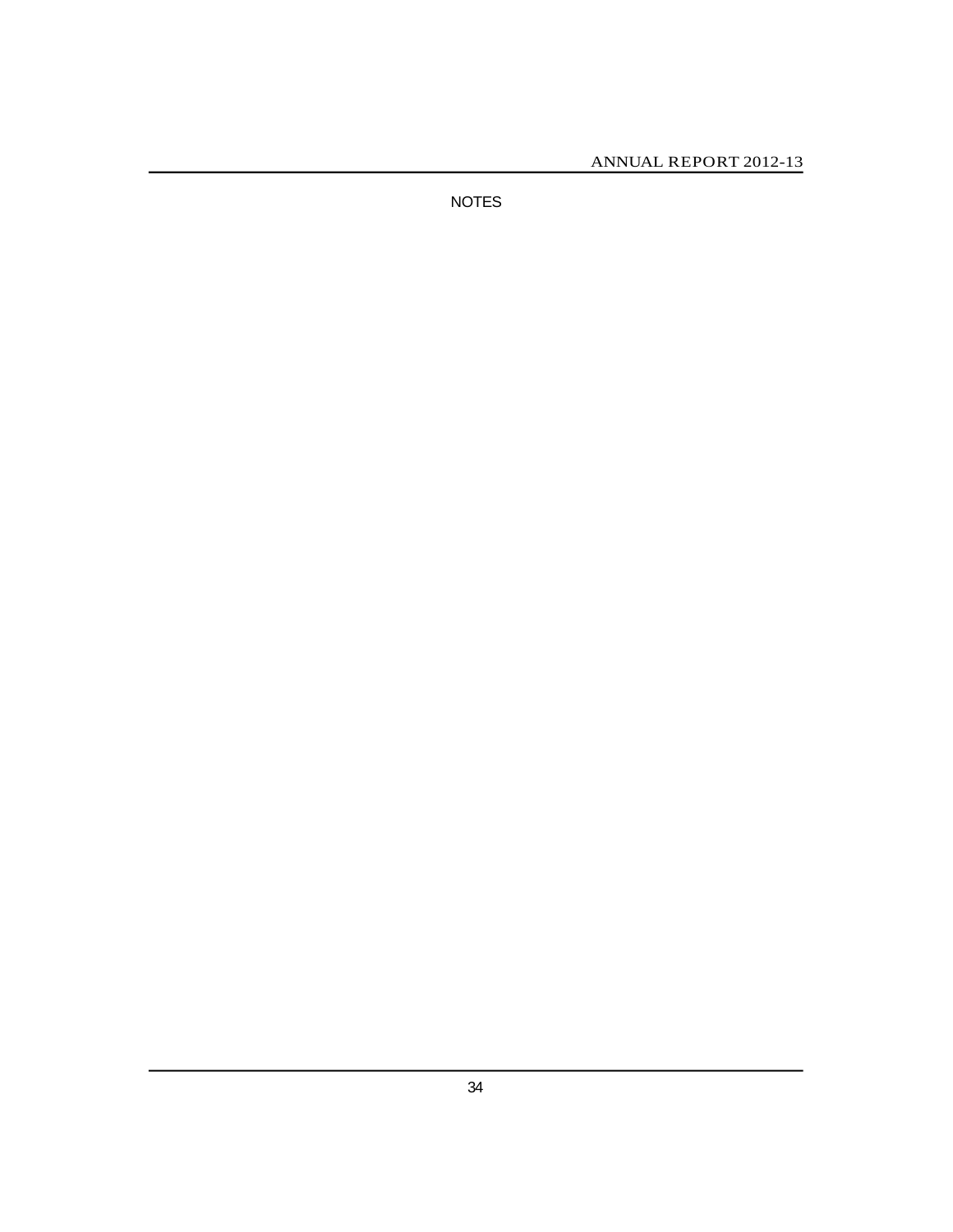NOTES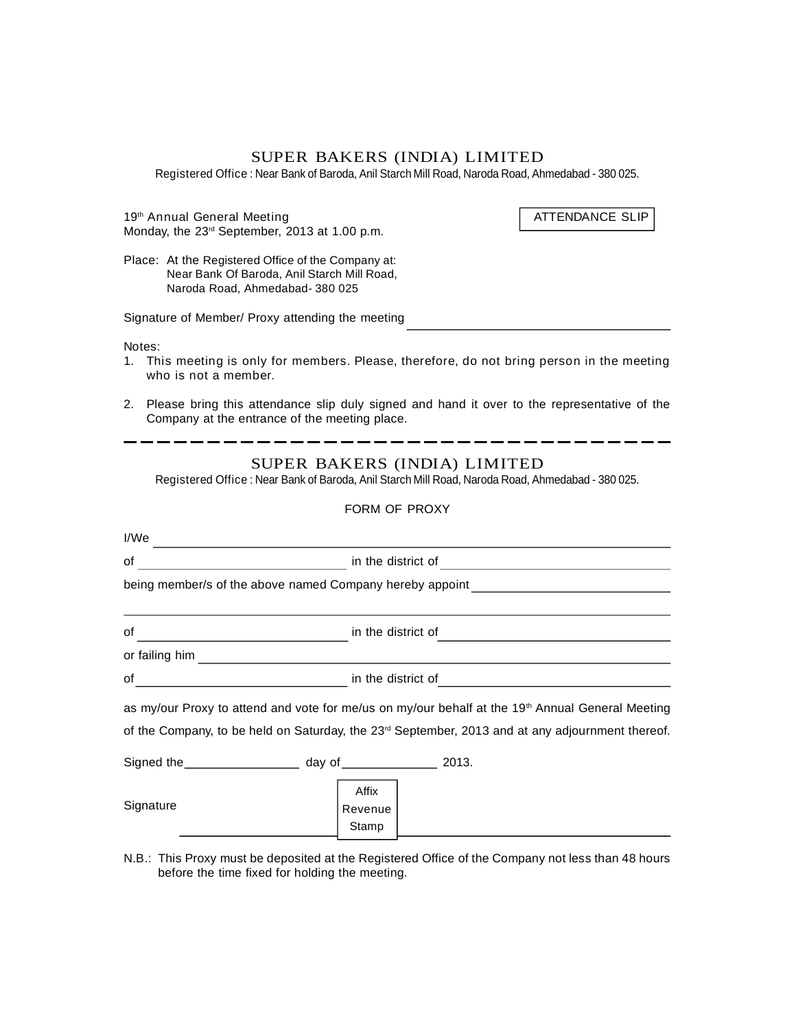# SUPER BAKERS (INDIA) LIMITED

Registered Office : Near Bank of Baroda, Anil Starch Mill Road, Naroda Road, Ahmedabad - 380 025.

19th Annual General Meeting
Monday, the 23rd September, 2013 at 1.00 p.m.

**ATTENDANCE SLIP**

Place: At the Registered Office of the Company at:
Near Bank Of Baroda, Anil Starch Mill Road,
Naroda Road, Ahmedabad- 380 025

Signature of Member/ Proxy attending the meeting ______________________

Notes:

1. This meeting is only for members. Please, therefore, do not bring person in the meeting who is not a member.
2. Please bring this attendance slip duly signed and hand it over to the representative of the Company at the entrance of the meeting place.

---

# SUPER BAKERS (INDIA) LIMITED

Registered Office : Near Bank of Baroda, Anil Starch Mill Road, Naroda Road, Ahmedabad - 380 025.

FORM OF PROXY

I/We ______________________________________________

of ______________________ in the district of ______________________

being member/s of the above named Company hereby appoint ______________________

______________________________________________

of ______________________ in the district of ______________________

or failing him ______________________________________________

of ______________________ in the district of ______________________

as my/our Proxy to attend and vote for me/us on my/our behalf at the 19th Annual General Meeting of the Company, to be held on Saturday, the 23rd September, 2013 and at any adjournment thereof.

Signed the ______________ day of ______________ 2013.

Signature ______________ Affix Revenue Stamp ______________

N.B.: This Proxy must be deposited at the Registered Office of the Company not less than 48 hours before the time fixed for holding the meeting.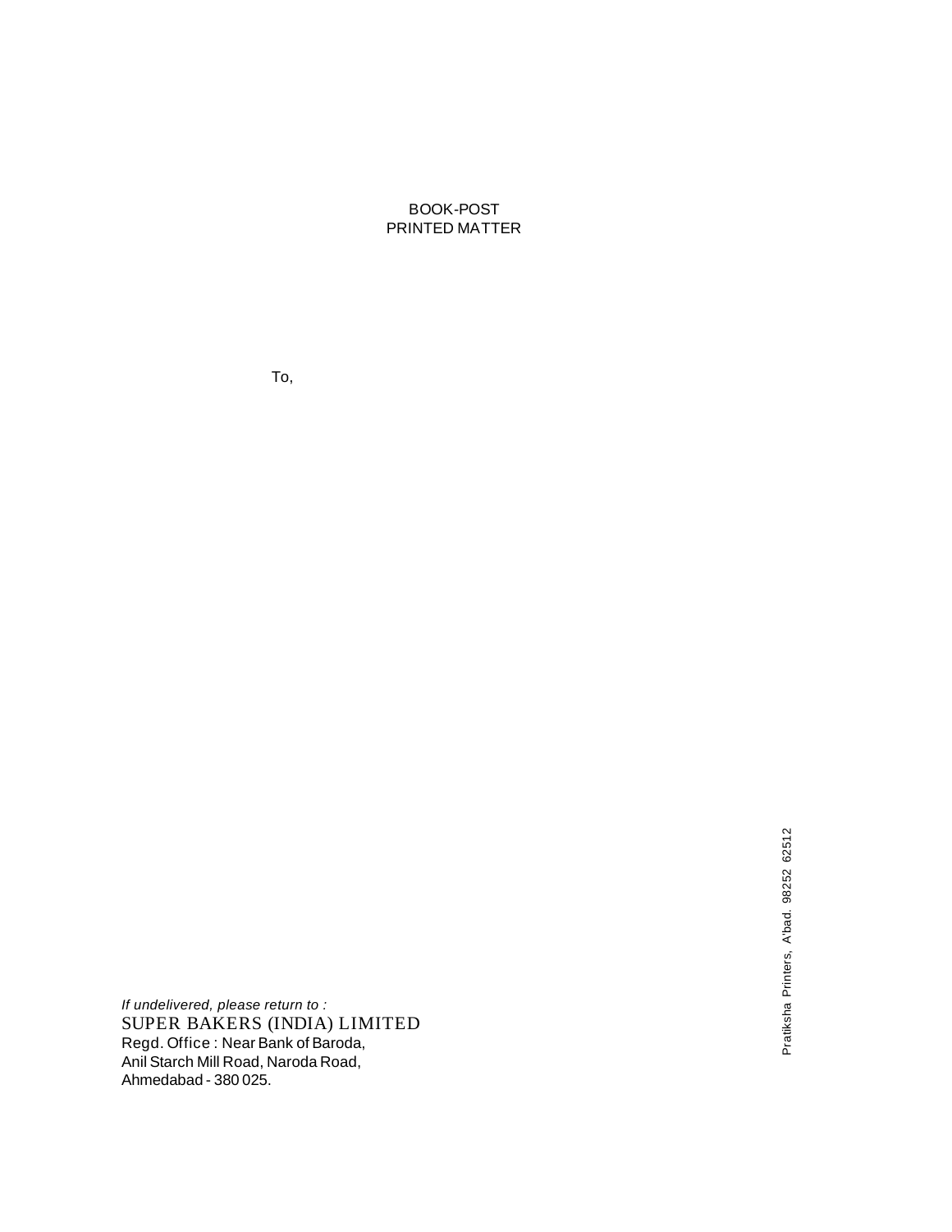BOOK-POST
PRINTED MATTER

To,

*If undelivered, please return to :*
SUPER BAKERS (INDIA) LIMITED
Regd. Office : Near Bank of Baroda,
Anil Starch Mill Road, Naroda Road,
Ahmedabad - 380 025.

Pratiksha Printers, A'bad. 98252 62512